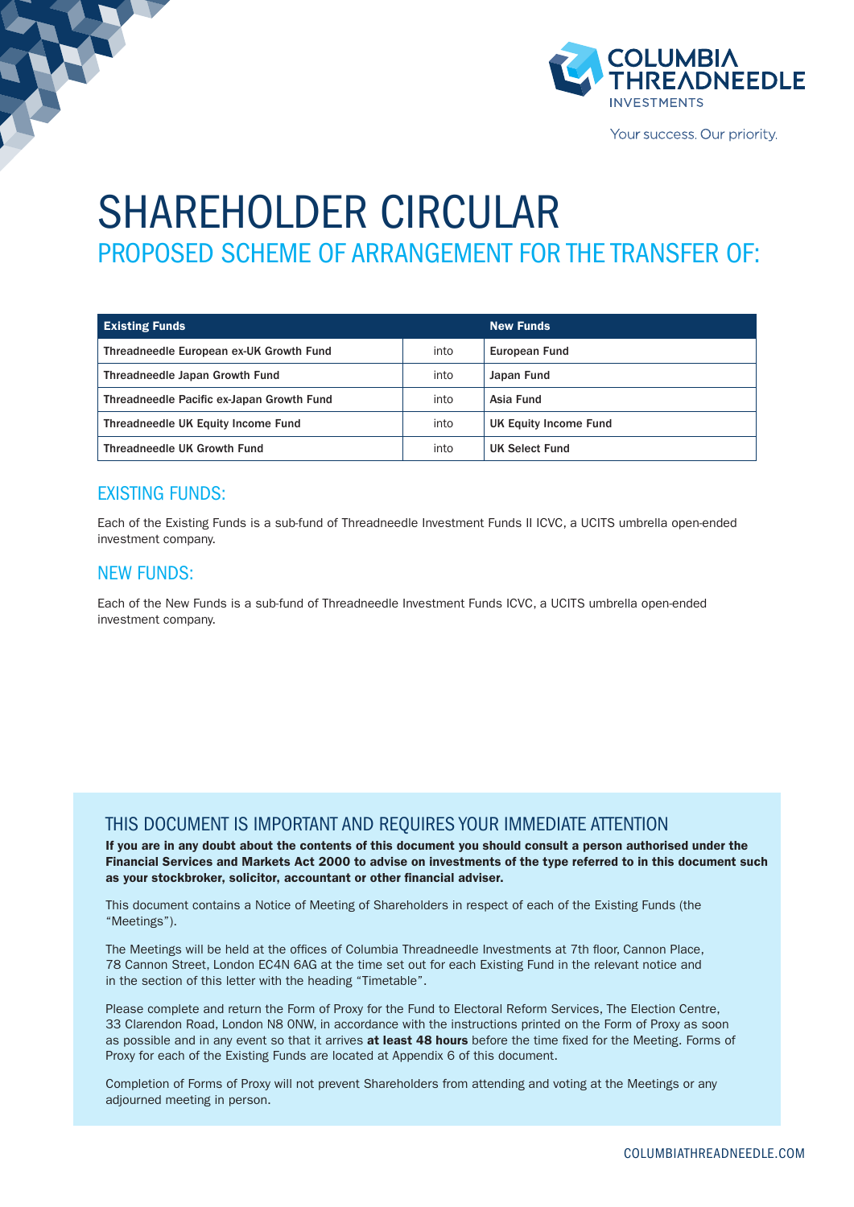COLUMBIA THREADNEEDLE INVESTMENTS

Your success. Our priority.

# SHAREHOLDER CIRCULAR

## PROPOSED SCHEME OF ARRANGEMENT FOR THE TRANSFER OF:

| Existing Funds | | New Funds |
|---|---|---|
| Threadneedle European ex-UK Growth Fund | into | European Fund |
| Threadneedle Japan Growth Fund | into | Japan Fund |
| Threadneedle Pacific ex-Japan Growth Fund | into | Asia Fund |
| Threadneedle UK Equity Income Fund | into | UK Equity Income Fund |
| Threadneedle UK Growth Fund | into | UK Select Fund |

## EXISTING FUNDS:

Each of the Existing Funds is a sub-fund of Threadneedle Investment Funds II ICVC, a UCITS umbrella open-ended investment company.

## NEW FUNDS:

Each of the New Funds is a sub-fund of Threadneedle Investment Funds ICVC, a UCITS umbrella open-ended investment company.

## THIS DOCUMENT IS IMPORTANT AND REQUIRES YOUR IMMEDIATE ATTENTION

**If you are in any doubt about the contents of this document you should consult a person authorised under the Financial Services and Markets Act 2000 to advise on investments of the type referred to in this document such as your stockbroker, solicitor, accountant or other financial adviser.**

This document contains a Notice of Meeting of Shareholders in respect of each of the Existing Funds (the "Meetings").

The Meetings will be held at the offices of Columbia Threadneedle Investments at 7th floor, Cannon Place, 78 Cannon Street, London EC4N 6AG at the time set out for each Existing Fund in the relevant notice and in the section of this letter with the heading "Timetable".

Please complete and return the Form of Proxy for the Fund to Electoral Reform Services, The Election Centre, 33 Clarendon Road, London N8 0NW, in accordance with the instructions printed on the Form of Proxy as soon as possible and in any event so that it arrives **at least 48 hours** before the time fixed for the Meeting. Forms of Proxy for each of the Existing Funds are located at Appendix 6 of this document.

Completion of Forms of Proxy will not prevent Shareholders from attending and voting at the Meetings or any adjourned meeting in person.

COLUMBIATHREADNEEDLE.COM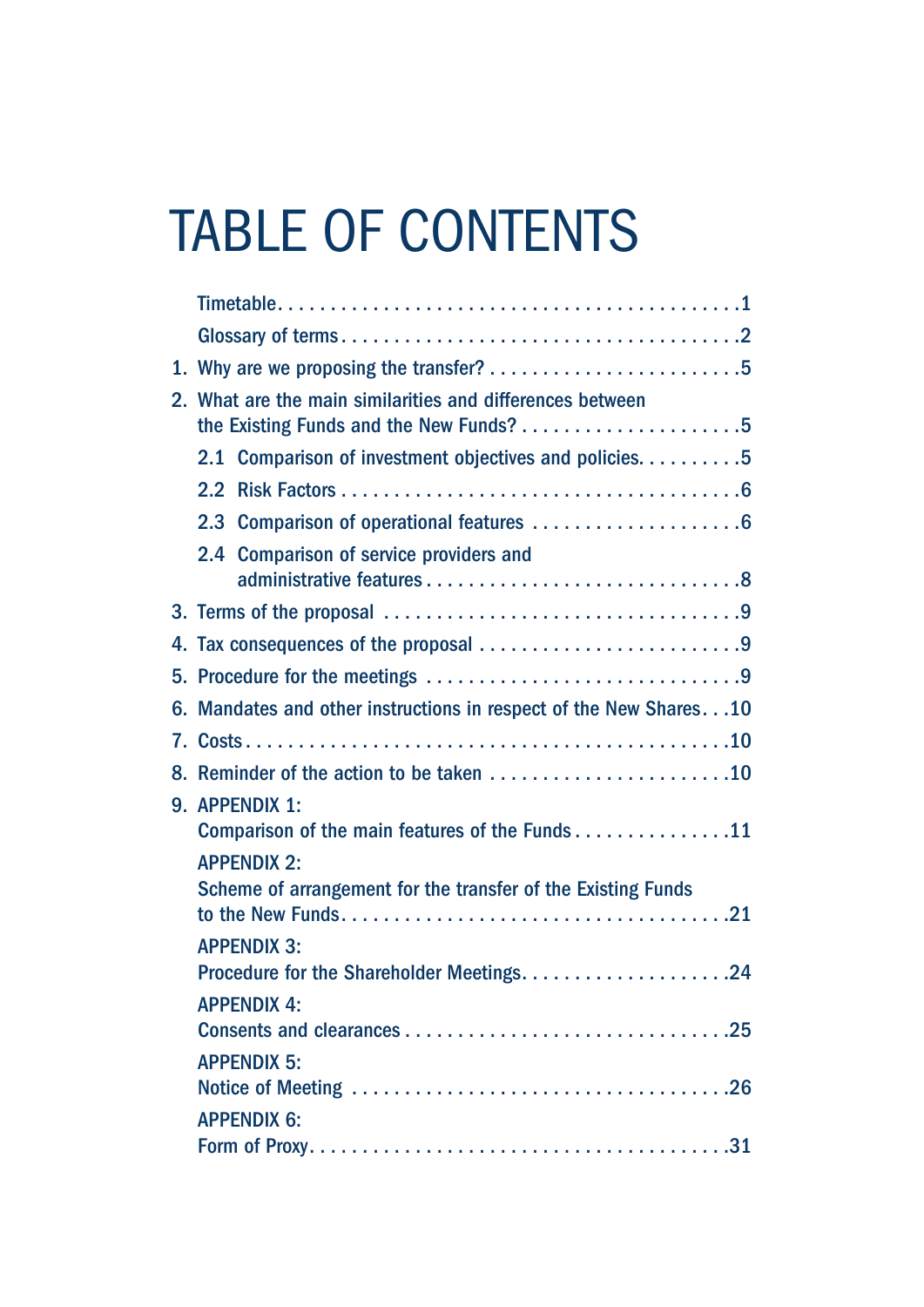# TABLE OF CONTENTS

Timetable . . . . . . . . . . . . . . . . . . . . . . . . . . . . . . . . . . . . . . . . . . .1

Glossary of terms . . . . . . . . . . . . . . . . . . . . . . . . . . . . . . . . . . . . .2

1. Why are we proposing the transfer? . . . . . . . . . . . . . . . . . . . . . . .5
2. What are the main similarities and differences between the Existing Funds and the New Funds? . . . . . . . . . . . . . . . . . . . . .5
   - 2.1 Comparison of investment objectives and policies. . . . . . . . . .5
   - 2.2 Risk Factors . . . . . . . . . . . . . . . . . . . . . . . . . . . . . . . . . . . . . .6
   - 2.3 Comparison of operational features . . . . . . . . . . . . . . . . . . . .6
   - 2.4 Comparison of service providers and administrative features . . . . . . . . . . . . . . . . . . . . . . . . . . . . . .8
3. Terms of the proposal . . . . . . . . . . . . . . . . . . . . . . . . . . . . . . . . .9
4. Tax consequences of the proposal . . . . . . . . . . . . . . . . . . . . . . . . .9
5. Procedure for the meetings . . . . . . . . . . . . . . . . . . . . . . . . . . . . .9
6. Mandates and other instructions in respect of the New Shares. . .10
7. Costs . . . . . . . . . . . . . . . . . . . . . . . . . . . . . . . . . . . . . . . . . . . .10
8. Reminder of the action to be taken . . . . . . . . . . . . . . . . . . . . . . .10
9. APPENDIX 1:
   Comparison of the main features of the Funds . . . . . . . . . . . . . . .11

   APPENDIX 2:
   Scheme of arrangement for the transfer of the Existing Funds to the New Funds. . . . . . . . . . . . . . . . . . . . . . . . . . . . . . . . . . . .21

   APPENDIX 3:
   Procedure for the Shareholder Meetings. . . . . . . . . . . . . . . . . . . .24

   APPENDIX 4:
   Consents and clearances . . . . . . . . . . . . . . . . . . . . . . . . . . . . . .25

   APPENDIX 5:
   Notice of Meeting . . . . . . . . . . . . . . . . . . . . . . . . . . . . . . . . . . .26

   APPENDIX 6:
   Form of Proxy. . . . . . . . . . . . . . . . . . . . . . . . . . . . . . . . . . . . . .31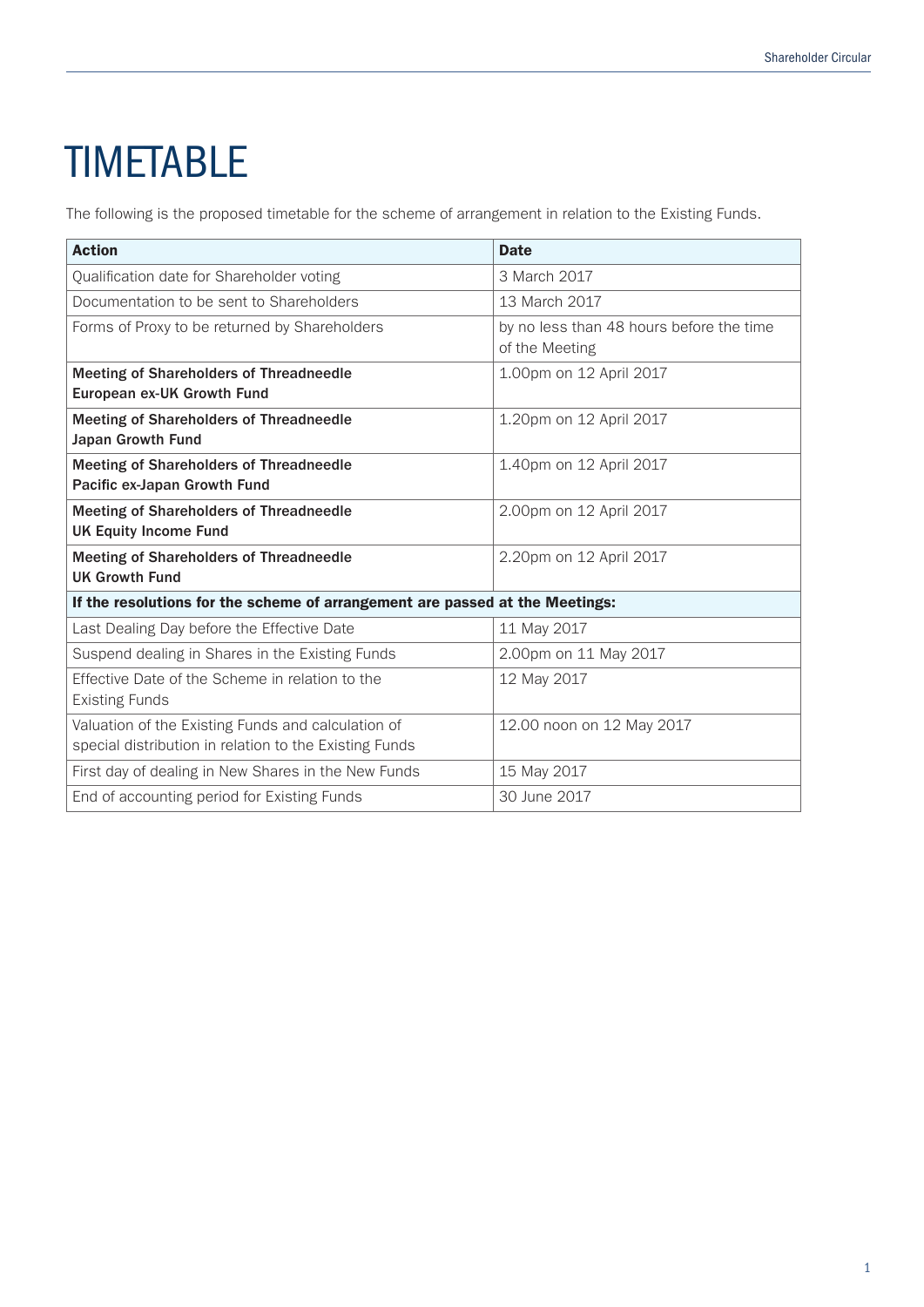# TIMETABLE

The following is the proposed timetable for the scheme of arrangement in relation to the Existing Funds.

| Action | Date |
|---|---|
| Qualification date for Shareholder voting | 3 March 2017 |
| Documentation to be sent to Shareholders | 13 March 2017 |
| Forms of Proxy to be returned by Shareholders | by no less than 48 hours before the time of the Meeting |
| **Meeting of Shareholders of Threadneedle European ex-UK Growth Fund** | 1.00pm on 12 April 2017 |
| **Meeting of Shareholders of Threadneedle Japan Growth Fund** | 1.20pm on 12 April 2017 |
| **Meeting of Shareholders of Threadneedle Pacific ex-Japan Growth Fund** | 1.40pm on 12 April 2017 |
| **Meeting of Shareholders of Threadneedle UK Equity Income Fund** | 2.00pm on 12 April 2017 |
| **Meeting of Shareholders of Threadneedle UK Growth Fund** | 2.20pm on 12 April 2017 |
| **If the resolutions for the scheme of arrangement are passed at the Meetings:** | |
| Last Dealing Day before the Effective Date | 11 May 2017 |
| Suspend dealing in Shares in the Existing Funds | 2.00pm on 11 May 2017 |
| Effective Date of the Scheme in relation to the Existing Funds | 12 May 2017 |
| Valuation of the Existing Funds and calculation of special distribution in relation to the Existing Funds | 12.00 noon on 12 May 2017 |
| First day of dealing in New Shares in the New Funds | 15 May 2017 |
| End of accounting period for Existing Funds | 30 June 2017 |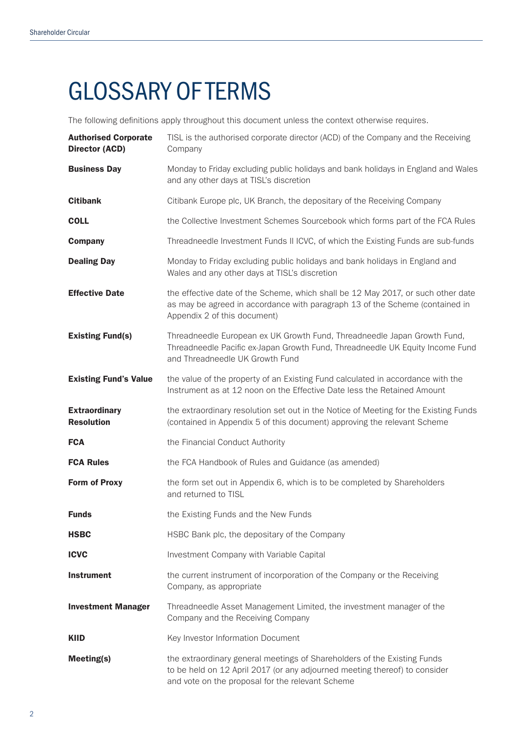# GLOSSARY OF TERMS

The following definitions apply throughout this document unless the context otherwise requires.

| | |
|---|---|
| **Authorised Corporate Director (ACD)** | TISL is the authorised corporate director (ACD) of the Company and the Receiving Company |
| **Business Day** | Monday to Friday excluding public holidays and bank holidays in England and Wales and any other days at TISL's discretion |
| **Citibank** | Citibank Europe plc, UK Branch, the depositary of the Receiving Company |
| **COLL** | the Collective Investment Schemes Sourcebook which forms part of the FCA Rules |
| **Company** | Threadneedle Investment Funds II ICVC, of which the Existing Funds are sub-funds |
| **Dealing Day** | Monday to Friday excluding public holidays and bank holidays in England and Wales and any other days at TISL's discretion |
| **Effective Date** | the effective date of the Scheme, which shall be 12 May 2017, or such other date as may be agreed in accordance with paragraph 13 of the Scheme (contained in Appendix 2 of this document) |
| **Existing Fund(s)** | Threadneedle European ex UK Growth Fund, Threadneedle Japan Growth Fund, Threadneedle Pacific ex-Japan Growth Fund, Threadneedle UK Equity Income Fund and Threadneedle UK Growth Fund |
| **Existing Fund's Value** | the value of the property of an Existing Fund calculated in accordance with the Instrument as at 12 noon on the Effective Date less the Retained Amount |
| **Extraordinary Resolution** | the extraordinary resolution set out in the Notice of Meeting for the Existing Funds (contained in Appendix 5 of this document) approving the relevant Scheme |
| **FCA** | the Financial Conduct Authority |
| **FCA Rules** | the FCA Handbook of Rules and Guidance (as amended) |
| **Form of Proxy** | the form set out in Appendix 6, which is to be completed by Shareholders and returned to TISL |
| **Funds** | the Existing Funds and the New Funds |
| **HSBC** | HSBC Bank plc, the depositary of the Company |
| **ICVC** | Investment Company with Variable Capital |
| **Instrument** | the current instrument of incorporation of the Company or the Receiving Company, as appropriate |
| **Investment Manager** | Threadneedle Asset Management Limited, the investment manager of the Company and the Receiving Company |
| **KIID** | Key Investor Information Document |
| **Meeting(s)** | the extraordinary general meetings of Shareholders of the Existing Funds to be held on 12 April 2017 (or any adjourned meeting thereof) to consider and vote on the proposal for the relevant Scheme |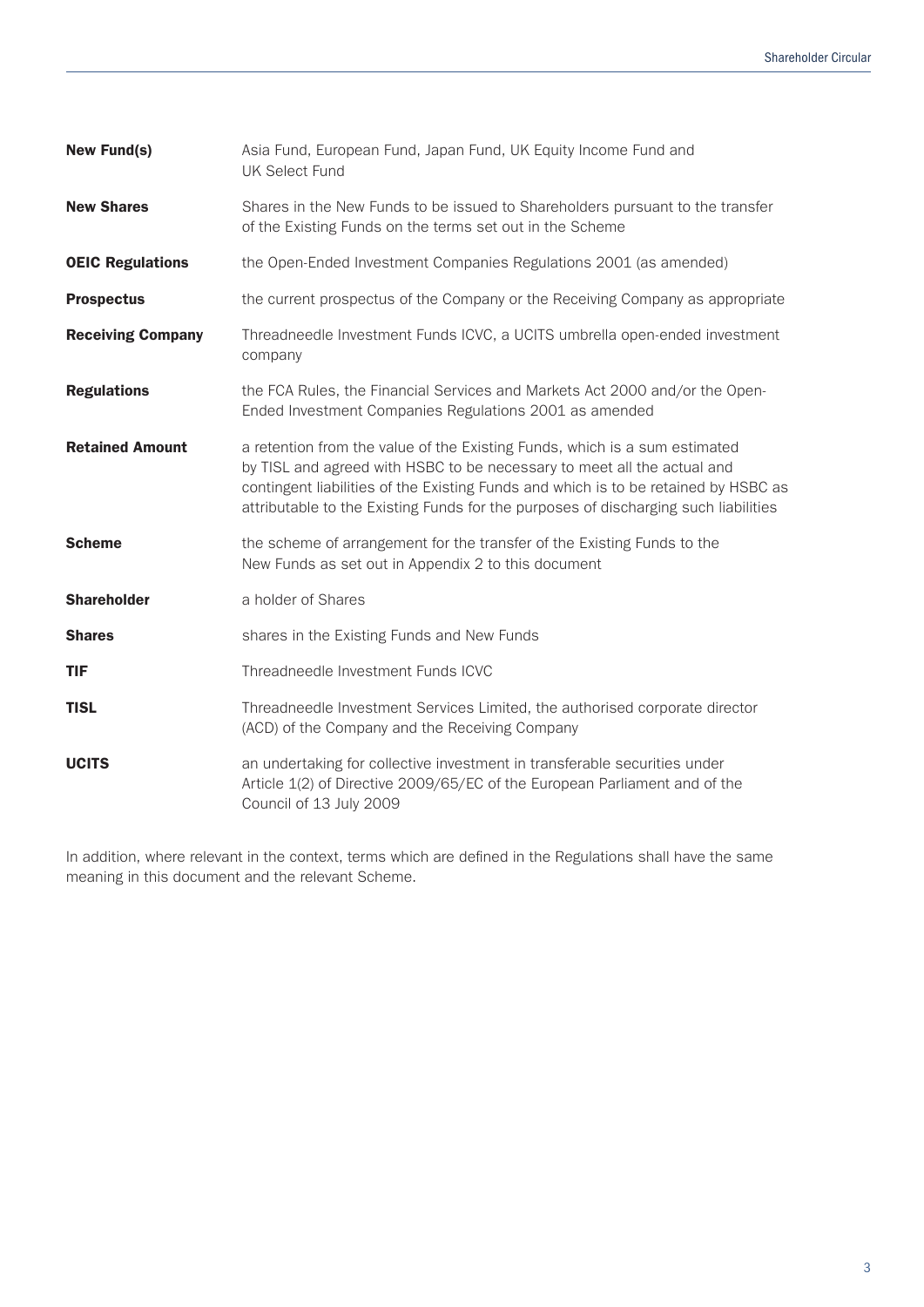| | |
|---|---|
| **New Fund(s)** | Asia Fund, European Fund, Japan Fund, UK Equity Income Fund and UK Select Fund |
| **New Shares** | Shares in the New Funds to be issued to Shareholders pursuant to the transfer of the Existing Funds on the terms set out in the Scheme |
| **OEIC Regulations** | the Open-Ended Investment Companies Regulations 2001 (as amended) |
| **Prospectus** | the current prospectus of the Company or the Receiving Company as appropriate |
| **Receiving Company** | Threadneedle Investment Funds ICVC, a UCITS umbrella open-ended investment company |
| **Regulations** | the FCA Rules, the Financial Services and Markets Act 2000 and/or the Open-Ended Investment Companies Regulations 2001 as amended |
| **Retained Amount** | a retention from the value of the Existing Funds, which is a sum estimated by TISL and agreed with HSBC to be necessary to meet all the actual and contingent liabilities of the Existing Funds and which is to be retained by HSBC as attributable to the Existing Funds for the purposes of discharging such liabilities |
| **Scheme** | the scheme of arrangement for the transfer of the Existing Funds to the New Funds as set out in Appendix 2 to this document |
| **Shareholder** | a holder of Shares |
| **Shares** | shares in the Existing Funds and New Funds |
| **TIF** | Threadneedle Investment Funds ICVC |
| **TISL** | Threadneedle Investment Services Limited, the authorised corporate director (ACD) of the Company and the Receiving Company |
| **UCITS** | an undertaking for collective investment in transferable securities under Article 1(2) of Directive 2009/65/EC of the European Parliament and of the Council of 13 July 2009 |

In addition, where relevant in the context, terms which are defined in the Regulations shall have the same meaning in this document and the relevant Scheme.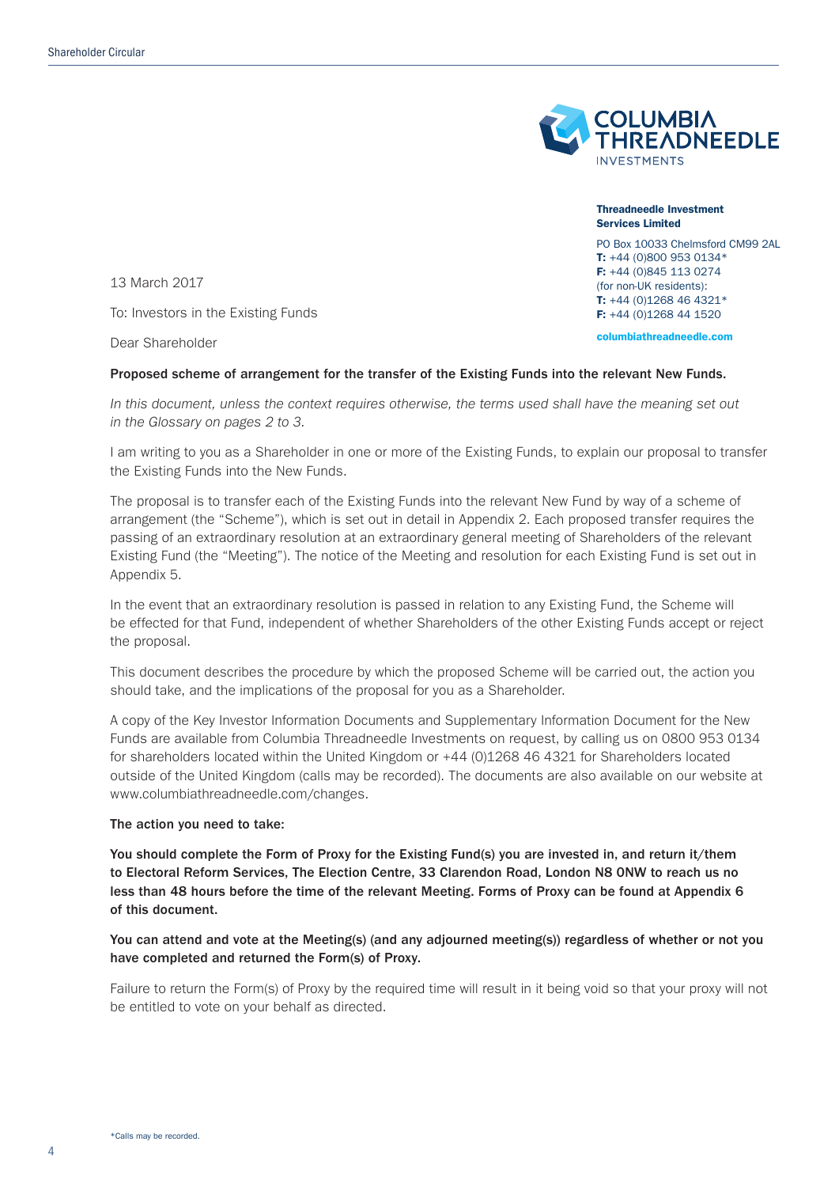**Threadneedle Investment Services Limited**

PO Box 10033 Chelmsford CM99 2AL
**T:** +44 (0)800 953 0134*
**F:** +44 (0)845 113 0274
(for non-UK residents):
**T:** +44 (0)1268 46 4321*
**F:** +44 (0)1268 44 1520

**columbiathreadneedle.com**

13 March 2017

To: Investors in the Existing Funds

Dear Shareholder

**Proposed scheme of arrangement for the transfer of the Existing Funds into the relevant New Funds.**

*In this document, unless the context requires otherwise, the terms used shall have the meaning set out in the Glossary on pages 2 to 3.*

I am writing to you as a Shareholder in one or more of the Existing Funds, to explain our proposal to transfer the Existing Funds into the New Funds.

The proposal is to transfer each of the Existing Funds into the relevant New Fund by way of a scheme of arrangement (the "Scheme"), which is set out in detail in Appendix 2. Each proposed transfer requires the passing of an extraordinary resolution at an extraordinary general meeting of Shareholders of the relevant Existing Fund (the "Meeting"). The notice of the Meeting and resolution for each Existing Fund is set out in Appendix 5.

In the event that an extraordinary resolution is passed in relation to any Existing Fund, the Scheme will be effected for that Fund, independent of whether Shareholders of the other Existing Funds accept or reject the proposal.

This document describes the procedure by which the proposed Scheme will be carried out, the action you should take, and the implications of the proposal for you as a Shareholder.

A copy of the Key Investor Information Documents and Supplementary Information Document for the New Funds are available from Columbia Threadneedle Investments on request, by calling us on 0800 953 0134 for shareholders located within the United Kingdom or +44 (0)1268 46 4321 for Shareholders located outside of the United Kingdom (calls may be recorded). The documents are also available on our website at www.columbiathreadneedle.com/changes.

**The action you need to take:**

**You should complete the Form of Proxy for the Existing Fund(s) you are invested in, and return it/them to Electoral Reform Services, The Election Centre, 33 Clarendon Road, London N8 0NW to reach us no less than 48 hours before the time of the relevant Meeting. Forms of Proxy can be found at Appendix 6 of this document.**

**You can attend and vote at the Meeting(s) (and any adjourned meeting(s)) regardless of whether or not you have completed and returned the Form(s) of Proxy.**

Failure to return the Form(s) of Proxy by the required time will result in it being void so that your proxy will not be entitled to vote on your behalf as directed.

*Calls may be recorded.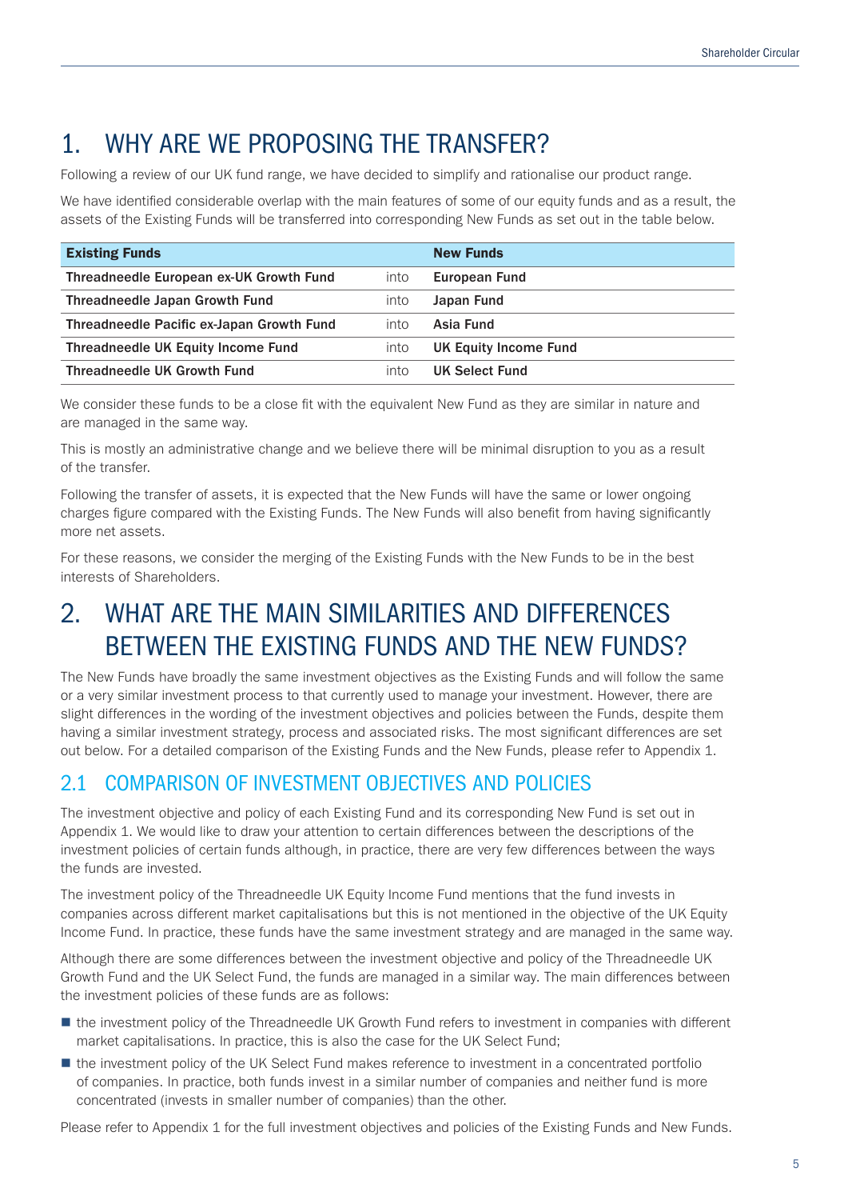# 1. WHY ARE WE PROPOSING THE TRANSFER?

Following a review of our UK fund range, we have decided to simplify and rationalise our product range.

We have identified considerable overlap with the main features of some of our equity funds and as a result, the assets of the Existing Funds will be transferred into corresponding New Funds as set out in the table below.

| Existing Funds | | New Funds |
|---|---|---|
| **Threadneedle European ex-UK Growth Fund** | into | **European Fund** |
| **Threadneedle Japan Growth Fund** | into | **Japan Fund** |
| **Threadneedle Pacific ex-Japan Growth Fund** | into | **Asia Fund** |
| **Threadneedle UK Equity Income Fund** | into | **UK Equity Income Fund** |
| **Threadneedle UK Growth Fund** | into | **UK Select Fund** |

We consider these funds to be a close fit with the equivalent New Fund as they are similar in nature and are managed in the same way.

This is mostly an administrative change and we believe there will be minimal disruption to you as a result of the transfer.

Following the transfer of assets, it is expected that the New Funds will have the same or lower ongoing charges figure compared with the Existing Funds. The New Funds will also benefit from having significantly more net assets.

For these reasons, we consider the merging of the Existing Funds with the New Funds to be in the best interests of Shareholders.

# 2. WHAT ARE THE MAIN SIMILARITIES AND DIFFERENCES BETWEEN THE EXISTING FUNDS AND THE NEW FUNDS?

The New Funds have broadly the same investment objectives as the Existing Funds and will follow the same or a very similar investment process to that currently used to manage your investment. However, there are slight differences in the wording of the investment objectives and policies between the Funds, despite them having a similar investment strategy, process and associated risks. The most significant differences are set out below. For a detailed comparison of the Existing Funds and the New Funds, please refer to Appendix 1.

## 2.1 COMPARISON OF INVESTMENT OBJECTIVES AND POLICIES

The investment objective and policy of each Existing Fund and its corresponding New Fund is set out in Appendix 1. We would like to draw your attention to certain differences between the descriptions of the investment policies of certain funds although, in practice, there are very few differences between the ways the funds are invested.

The investment policy of the Threadneedle UK Equity Income Fund mentions that the fund invests in companies across different market capitalisations but this is not mentioned in the objective of the UK Equity Income Fund. In practice, these funds have the same investment strategy and are managed in the same way.

Although there are some differences between the investment objective and policy of the Threadneedle UK Growth Fund and the UK Select Fund, the funds are managed in a similar way. The main differences between the investment policies of these funds are as follows:

- the investment policy of the Threadneedle UK Growth Fund refers to investment in companies with different market capitalisations. In practice, this is also the case for the UK Select Fund;
- the investment policy of the UK Select Fund makes reference to investment in a concentrated portfolio of companies. In practice, both funds invest in a similar number of companies and neither fund is more concentrated (invests in smaller number of companies) than the other.

Please refer to Appendix 1 for the full investment objectives and policies of the Existing Funds and New Funds.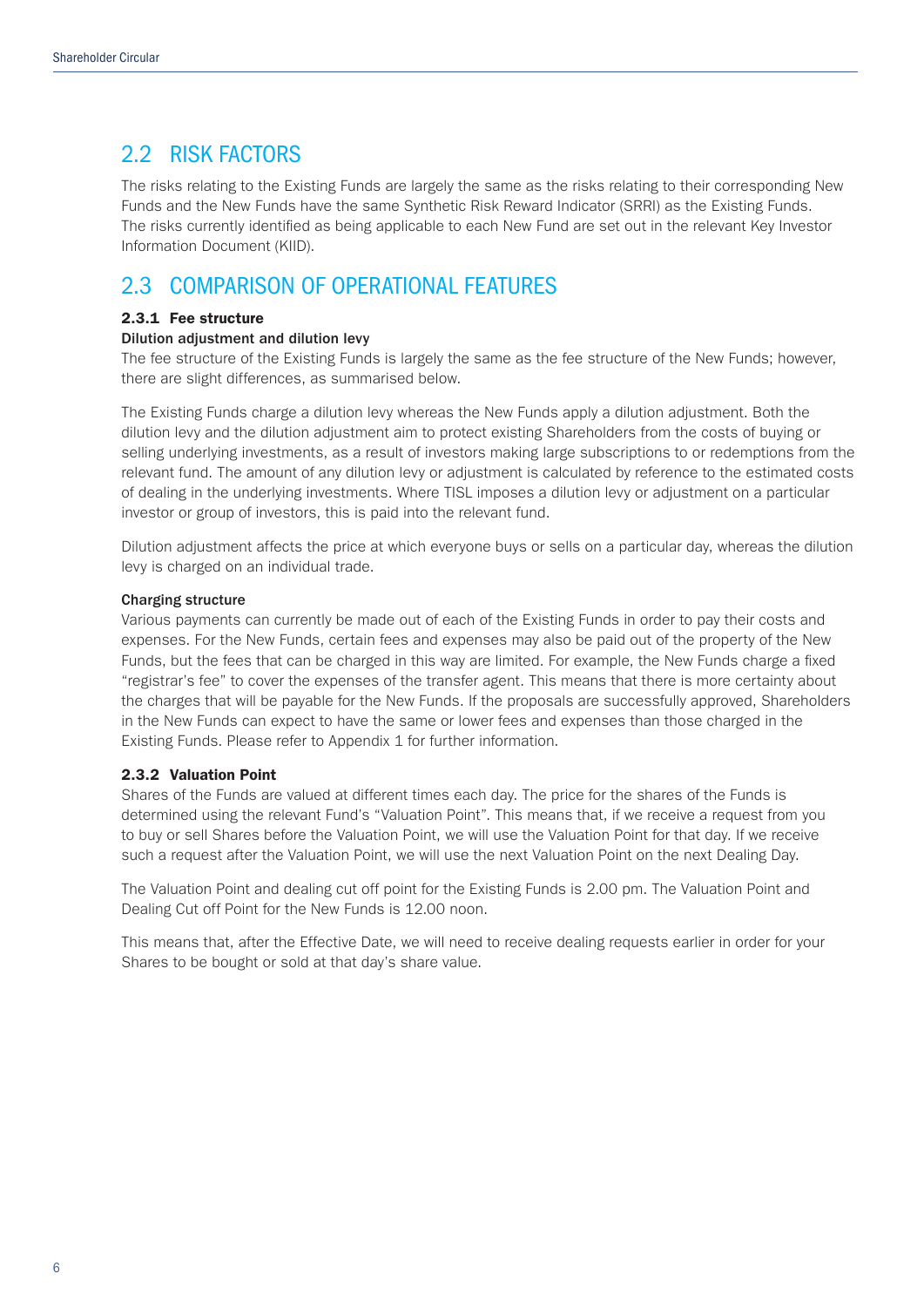## 2.2 RISK FACTORS

The risks relating to the Existing Funds are largely the same as the risks relating to their corresponding New Funds and the New Funds have the same Synthetic Risk Reward Indicator (SRRI) as the Existing Funds. The risks currently identified as being applicable to each New Fund are set out in the relevant Key Investor Information Document (KIID).

## 2.3 COMPARISON OF OPERATIONAL FEATURES

### 2.3.1 Fee structure

**Dilution adjustment and dilution levy**

The fee structure of the Existing Funds is largely the same as the fee structure of the New Funds; however, there are slight differences, as summarised below.

The Existing Funds charge a dilution levy whereas the New Funds apply a dilution adjustment. Both the dilution levy and the dilution adjustment aim to protect existing Shareholders from the costs of buying or selling underlying investments, as a result of investors making large subscriptions to or redemptions from the relevant fund. The amount of any dilution levy or adjustment is calculated by reference to the estimated costs of dealing in the underlying investments. Where TISL imposes a dilution levy or adjustment on a particular investor or group of investors, this is paid into the relevant fund.

Dilution adjustment affects the price at which everyone buys or sells on a particular day, whereas the dilution levy is charged on an individual trade.

**Charging structure**

Various payments can currently be made out of each of the Existing Funds in order to pay their costs and expenses. For the New Funds, certain fees and expenses may also be paid out of the property of the New Funds, but the fees that can be charged in this way are limited. For example, the New Funds charge a fixed "registrar's fee" to cover the expenses of the transfer agent. This means that there is more certainty about the charges that will be payable for the New Funds. If the proposals are successfully approved, Shareholders in the New Funds can expect to have the same or lower fees and expenses than those charged in the Existing Funds. Please refer to Appendix 1 for further information.

### 2.3.2 Valuation Point

Shares of the Funds are valued at different times each day. The price for the shares of the Funds is determined using the relevant Fund's "Valuation Point". This means that, if we receive a request from you to buy or sell Shares before the Valuation Point, we will use the Valuation Point for that day. If we receive such a request after the Valuation Point, we will use the next Valuation Point on the next Dealing Day.

The Valuation Point and dealing cut off point for the Existing Funds is 2.00 pm. The Valuation Point and Dealing Cut off Point for the New Funds is 12.00 noon.

This means that, after the Effective Date, we will need to receive dealing requests earlier in order for your Shares to be bought or sold at that day's share value.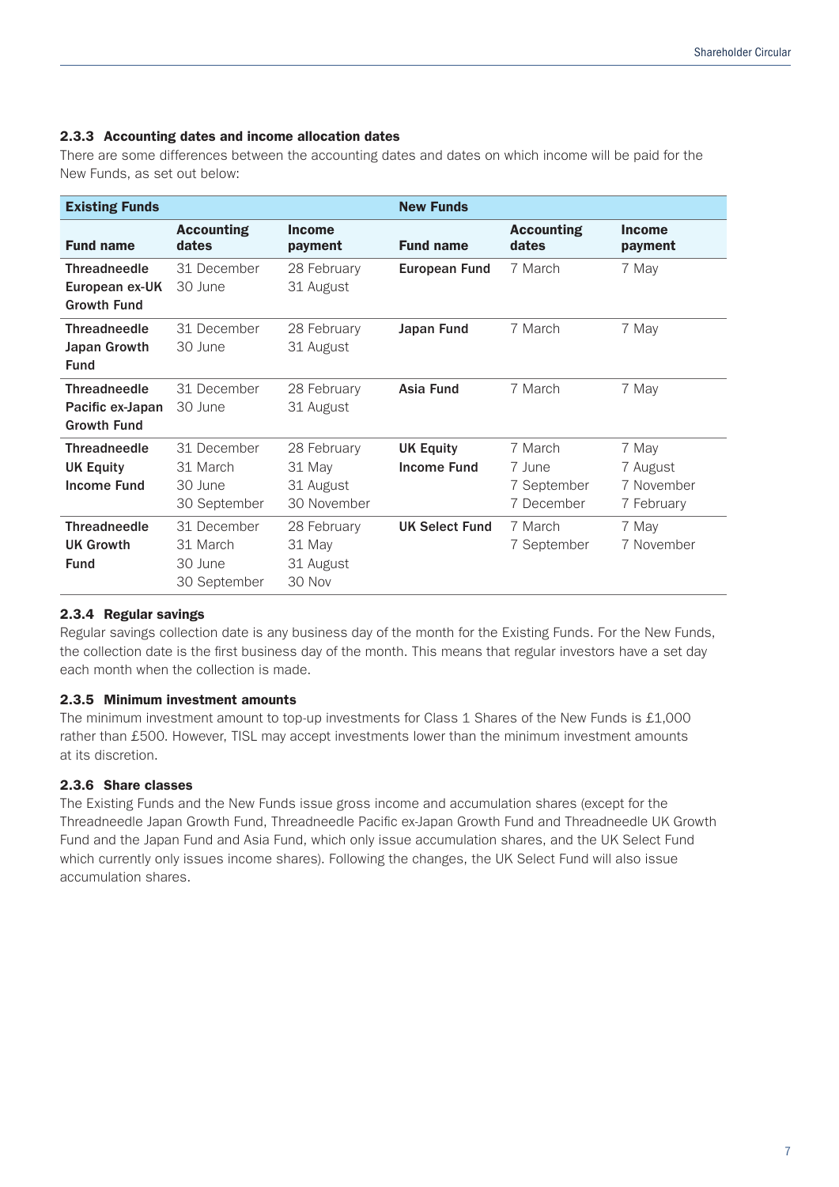### 2.3.3 Accounting dates and income allocation dates

There are some differences between the accounting dates and dates on which income will be paid for the New Funds, as set out below:

| Existing Funds | | | New Funds | | |
|---|---|---|---|---|---|
| **Fund name** | **Accounting dates** | **Income payment** | **Fund name** | **Accounting dates** | **Income payment** |
| **Threadneedle European ex-UK Growth Fund** | 31 December<br>30 June | 28 February<br>31 August | **European Fund** | 7 March | 7 May |
| **Threadneedle Japan Growth Fund** | 31 December<br>30 June | 28 February<br>31 August | **Japan Fund** | 7 March | 7 May |
| **Threadneedle Pacific ex-Japan Growth Fund** | 31 December<br>30 June | 28 February<br>31 August | **Asia Fund** | 7 March | 7 May |
| **Threadneedle UK Equity Income Fund** | 31 December<br>31 March<br>30 June<br>30 September | 28 February<br>31 May<br>31 August<br>30 November | **UK Equity Income Fund** | 7 March<br>7 June<br>7 September<br>7 December | 7 May<br>7 August<br>7 November<br>7 February |
| **Threadneedle UK Growth Fund** | 31 December<br>31 March<br>30 June<br>30 September | 28 February<br>31 May<br>31 August<br>30 Nov | **UK Select Fund** | 7 March<br>7 September | 7 May<br>7 November |

### 2.3.4 Regular savings

Regular savings collection date is any business day of the month for the Existing Funds. For the New Funds, the collection date is the first business day of the month. This means that regular investors have a set day each month when the collection is made.

### 2.3.5 Minimum investment amounts

The minimum investment amount to top-up investments for Class 1 Shares of the New Funds is £1,000 rather than £500. However, TISL may accept investments lower than the minimum investment amounts at its discretion.

### 2.3.6 Share classes

The Existing Funds and the New Funds issue gross income and accumulation shares (except for the Threadneedle Japan Growth Fund, Threadneedle Pacific ex-Japan Growth Fund and Threadneedle UK Growth Fund and the Japan Fund and Asia Fund, which only issue accumulation shares, and the UK Select Fund which currently only issues income shares). Following the changes, the UK Select Fund will also issue accumulation shares.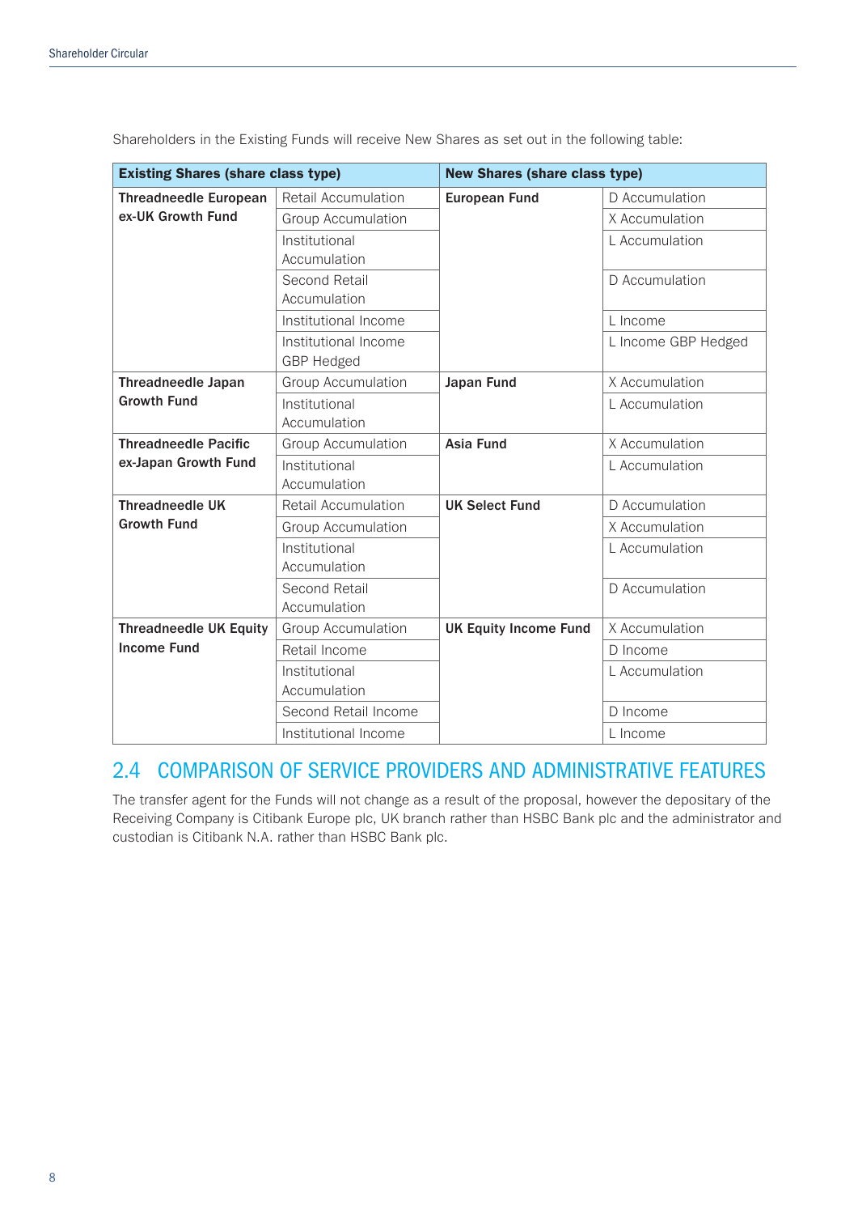Shareholders in the Existing Funds will receive New Shares as set out in the following table:

| Existing Shares (share class type) | | New Shares (share class type) | |
|---|---|---|---|
| **Threadneedle European ex-UK Growth Fund** | Retail Accumulation | **European Fund** | D Accumulation |
| | Group Accumulation | | X Accumulation |
| | Institutional Accumulation | | L Accumulation |
| | Second Retail Accumulation | | D Accumulation |
| | Institutional Income | | L Income |
| | Institutional Income GBP Hedged | | L Income GBP Hedged |
| **Threadneedle Japan Growth Fund** | Group Accumulation | **Japan Fund** | X Accumulation |
| | Institutional Accumulation | | L Accumulation |
| **Threadneedle Pacific ex-Japan Growth Fund** | Group Accumulation | **Asia Fund** | X Accumulation |
| | Institutional Accumulation | | L Accumulation |
| **Threadneedle UK Growth Fund** | Retail Accumulation | **UK Select Fund** | D Accumulation |
| | Group Accumulation | | X Accumulation |
| | Institutional Accumulation | | L Accumulation |
| | Second Retail Accumulation | | D Accumulation |
| **Threadneedle UK Equity Income Fund** | Group Accumulation | **UK Equity Income Fund** | X Accumulation |
| | Retail Income | | D Income |
| | Institutional Accumulation | | L Accumulation |
| | Second Retail Income | | D Income |
| | Institutional Income | | L Income |

## 2.4 COMPARISON OF SERVICE PROVIDERS AND ADMINISTRATIVE FEATURES

The transfer agent for the Funds will not change as a result of the proposal, however the depositary of the Receiving Company is Citibank Europe plc, UK branch rather than HSBC Bank plc and the administrator and custodian is Citibank N.A. rather than HSBC Bank plc.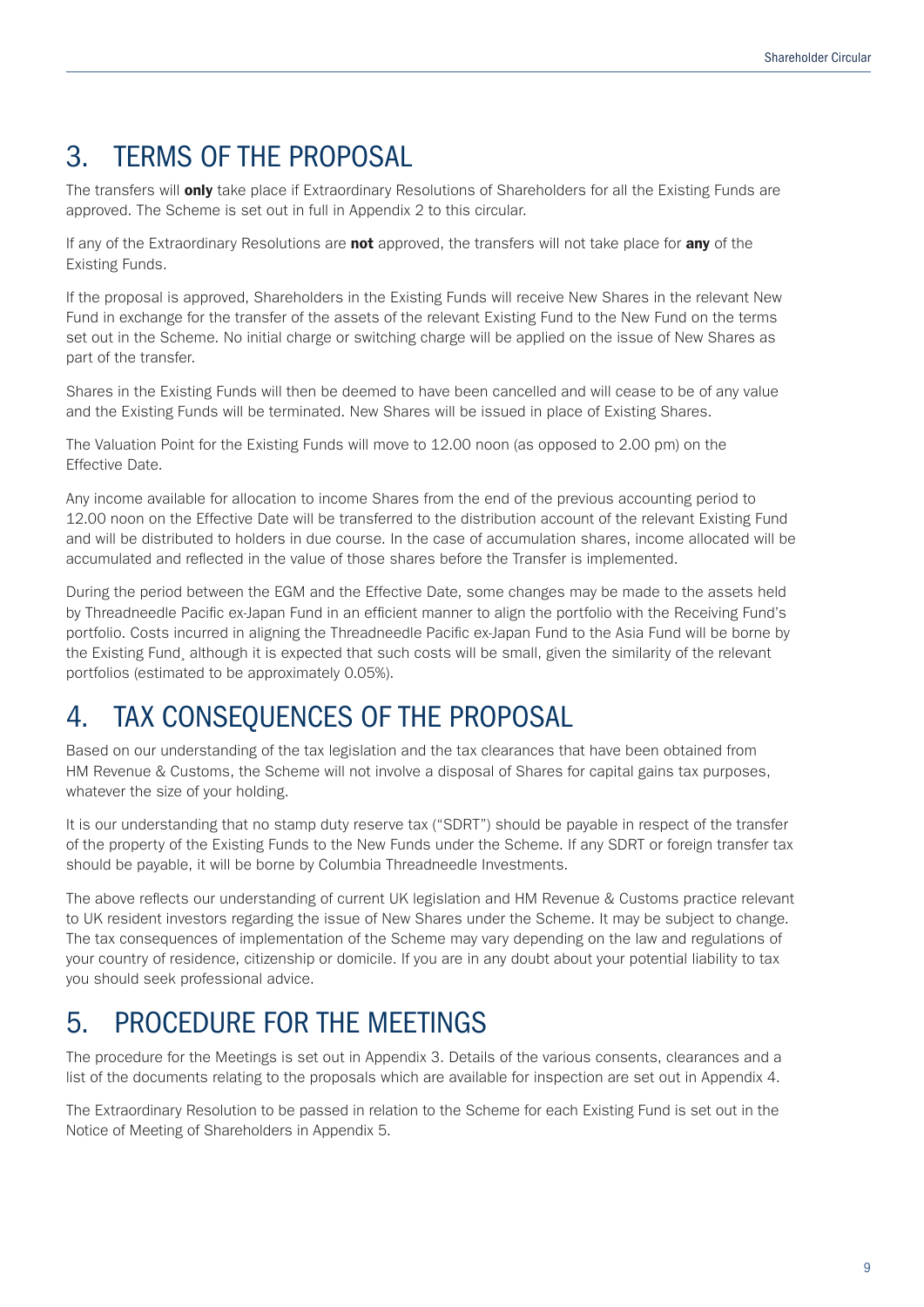# 3. TERMS OF THE PROPOSAL

The transfers will **only** take place if Extraordinary Resolutions of Shareholders for all the Existing Funds are approved. The Scheme is set out in full in Appendix 2 to this circular.

If any of the Extraordinary Resolutions are **not** approved, the transfers will not take place for **any** of the Existing Funds.

If the proposal is approved, Shareholders in the Existing Funds will receive New Shares in the relevant New Fund in exchange for the transfer of the assets of the relevant Existing Fund to the New Fund on the terms set out in the Scheme. No initial charge or switching charge will be applied on the issue of New Shares as part of the transfer.

Shares in the Existing Funds will then be deemed to have been cancelled and will cease to be of any value and the Existing Funds will be terminated. New Shares will be issued in place of Existing Shares.

The Valuation Point for the Existing Funds will move to 12.00 noon (as opposed to 2.00 pm) on the Effective Date.

Any income available for allocation to income Shares from the end of the previous accounting period to 12.00 noon on the Effective Date will be transferred to the distribution account of the relevant Existing Fund and will be distributed to holders in due course. In the case of accumulation shares, income allocated will be accumulated and reflected in the value of those shares before the Transfer is implemented.

During the period between the EGM and the Effective Date, some changes may be made to the assets held by Threadneedle Pacific ex-Japan Fund in an efficient manner to align the portfolio with the Receiving Fund's portfolio. Costs incurred in aligning the Threadneedle Pacific ex-Japan Fund to the Asia Fund will be borne by the Existing Fund, although it is expected that such costs will be small, given the similarity of the relevant portfolios (estimated to be approximately 0.05%).

# 4. TAX CONSEQUENCES OF THE PROPOSAL

Based on our understanding of the tax legislation and the tax clearances that have been obtained from HM Revenue & Customs, the Scheme will not involve a disposal of Shares for capital gains tax purposes, whatever the size of your holding.

It is our understanding that no stamp duty reserve tax ("SDRT") should be payable in respect of the transfer of the property of the Existing Funds to the New Funds under the Scheme. If any SDRT or foreign transfer tax should be payable, it will be borne by Columbia Threadneedle Investments.

The above reflects our understanding of current UK legislation and HM Revenue & Customs practice relevant to UK resident investors regarding the issue of New Shares under the Scheme. It may be subject to change. The tax consequences of implementation of the Scheme may vary depending on the law and regulations of your country of residence, citizenship or domicile. If you are in any doubt about your potential liability to tax you should seek professional advice.

# 5. PROCEDURE FOR THE MEETINGS

The procedure for the Meetings is set out in Appendix 3. Details of the various consents, clearances and a list of the documents relating to the proposals which are available for inspection are set out in Appendix 4.

The Extraordinary Resolution to be passed in relation to the Scheme for each Existing Fund is set out in the Notice of Meeting of Shareholders in Appendix 5.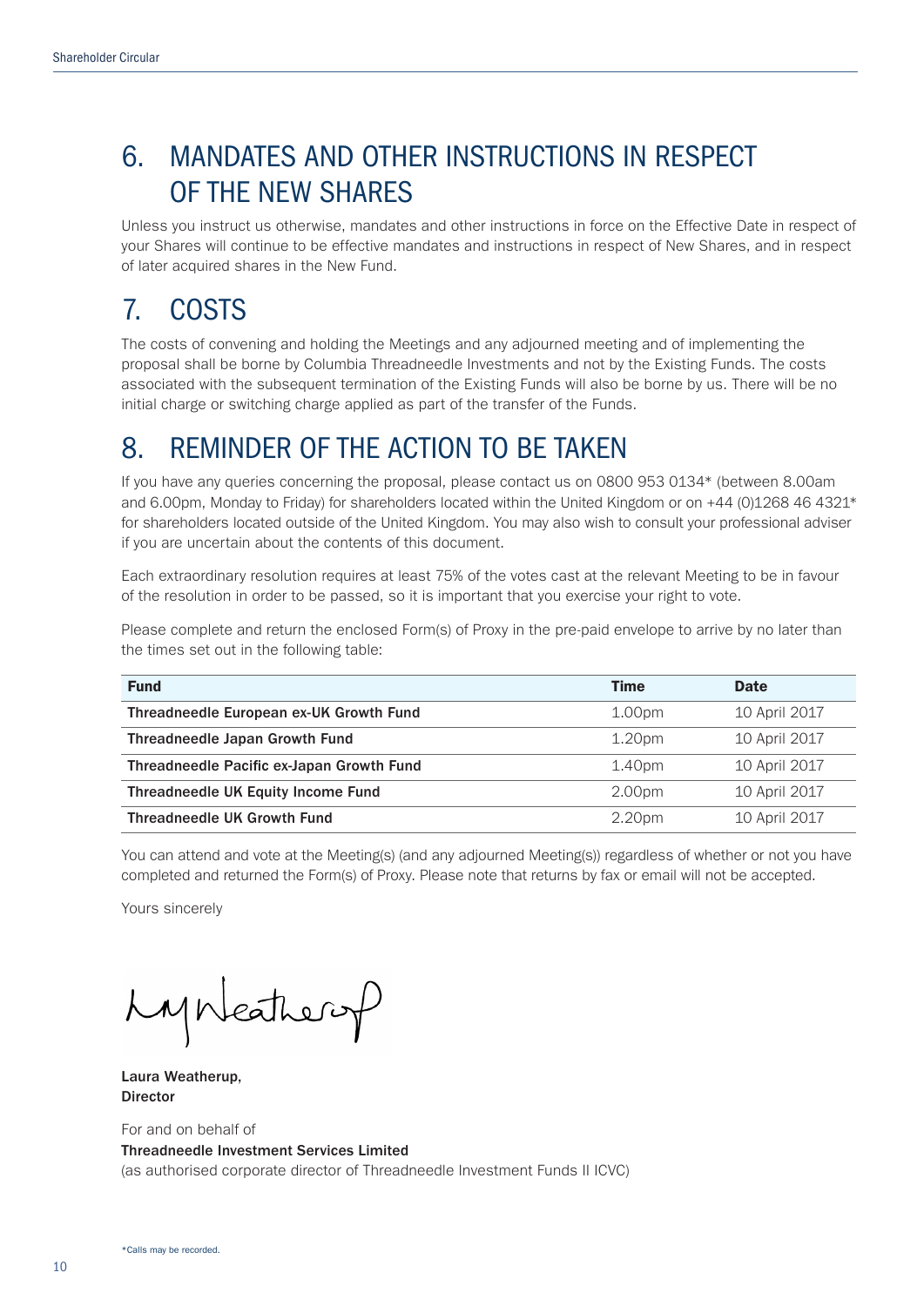# 6. MANDATES AND OTHER INSTRUCTIONS IN RESPECT OF THE NEW SHARES

Unless you instruct us otherwise, mandates and other instructions in force on the Effective Date in respect of your Shares will continue to be effective mandates and instructions in respect of New Shares, and in respect of later acquired shares in the New Fund.

# 7. COSTS

The costs of convening and holding the Meetings and any adjourned meeting and of implementing the proposal shall be borne by Columbia Threadneedle Investments and not by the Existing Funds. The costs associated with the subsequent termination of the Existing Funds will also be borne by us. There will be no initial charge or switching charge applied as part of the transfer of the Funds.

# 8. REMINDER OF THE ACTION TO BE TAKEN

If you have any queries concerning the proposal, please contact us on 0800 953 0134* (between 8.00am and 6.00pm, Monday to Friday) for shareholders located within the United Kingdom or on +44 (0)1268 46 4321* for shareholders located outside of the United Kingdom. You may also wish to consult your professional adviser if you are uncertain about the contents of this document.

Each extraordinary resolution requires at least 75% of the votes cast at the relevant Meeting to be in favour of the resolution in order to be passed, so it is important that you exercise your right to vote.

Please complete and return the enclosed Form(s) of Proxy in the pre-paid envelope to arrive by no later than the times set out in the following table:

| Fund | Time | Date |
|---|---|---|
| **Threadneedle European ex-UK Growth Fund** | 1.00pm | 10 April 2017 |
| **Threadneedle Japan Growth Fund** | 1.20pm | 10 April 2017 |
| **Threadneedle Pacific ex-Japan Growth Fund** | 1.40pm | 10 April 2017 |
| **Threadneedle UK Equity Income Fund** | 2.00pm | 10 April 2017 |
| **Threadneedle UK Growth Fund** | 2.20pm | 10 April 2017 |

You can attend and vote at the Meeting(s) (and any adjourned Meeting(s)) regardless of whether or not you have completed and returned the Form(s) of Proxy. Please note that returns by fax or email will not be accepted.

Yours sincerely

**Laura Weatherup,**
**Director**

For and on behalf of
**Threadneedle Investment Services Limited**
(as authorised corporate director of Threadneedle Investment Funds II ICVC)

*Calls may be recorded.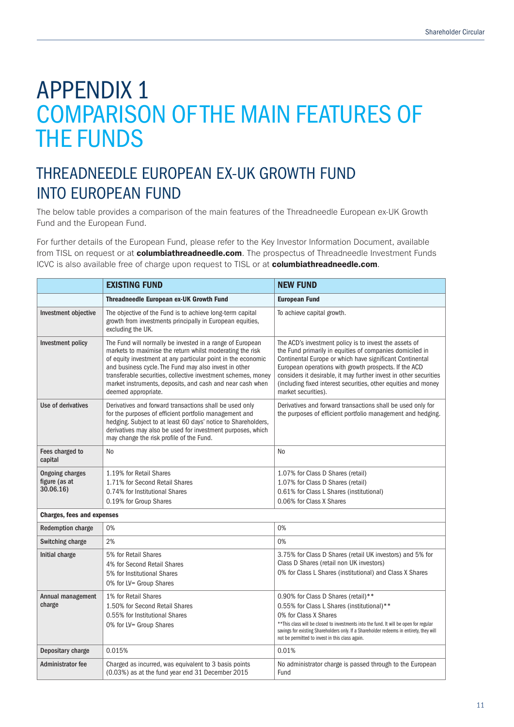# APPENDIX 1
# COMPARISON OF THE MAIN FEATURES OF THE FUNDS

## THREADNEEDLE EUROPEAN EX-UK GROWTH FUND INTO EUROPEAN FUND

The below table provides a comparison of the main features of the Threadneedle European ex-UK Growth Fund and the European Fund.

For further details of the European Fund, please refer to the Key Investor Information Document, available from TISL on request or at **columbiathreadneedle.com**. The prospectus of Threadneedle Investment Funds ICVC is also available free of charge upon request to TISL or at **columbiathreadneedle.com**.

| | **EXISTING FUND** | **NEW FUND** |
|---|---|---|
| | **Threadneedle European ex-UK Growth Fund** | **European Fund** |
| **Investment objective** | The objective of the Fund is to achieve long-term capital growth from investments principally in European equities, excluding the UK. | To achieve capital growth. |
| **Investment policy** | The Fund will normally be invested in a range of European markets to maximise the return whilst moderating the risk of equity investment at any particular point in the economic and business cycle. The Fund may also invest in other transferable securities, collective investment schemes, money market instruments, deposits, and cash and near cash when deemed appropriate. | The ACD's investment policy is to invest the assets of the Fund primarily in equities of companies domiciled in Continental Europe or which have significant Continental European operations with growth prospects. If the ACD considers it desirable, it may further invest in other securities (including fixed interest securities, other equities and money market securities). |
| **Use of derivatives** | Derivatives and forward transactions shall be used only for the purposes of efficient portfolio management and hedging. Subject to at least 60 days' notice to Shareholders, derivatives may also be used for investment purposes, which may change the risk profile of the Fund. | Derivatives and forward transactions shall be used only for the purposes of efficient portfolio management and hedging. |
| **Fees charged to capital** | No | No |
| **Ongoing charges figure (as at 30.06.16)** | 1.19% for Retail Shares<br>1.71% for Second Retail Shares<br>0.74% for Institutional Shares<br>0.19% for Group Shares | 1.07% for Class D Shares (retail)<br>1.07% for Class D Shares (retail)<br>0.61% for Class L Shares (institutional)<br>0.06% for Class X Shares |
| **Charges, fees and expenses** | | |
| **Redemption charge** | 0% | 0% |
| **Switching charge** | 2% | 0% |
| **Initial charge** | 5% for Retail Shares<br>4% for Second Retail Shares<br>5% for Institutional Shares<br>0% for LV= Group Shares | 3.75% for Class D Shares (retail UK investors) and 5% for Class D Shares (retail non UK investors)<br>0% for Class L Shares (institutional) and Class X Shares |
| **Annual management charge** | 1% for Retail Shares<br>1.50% for Second Retail Shares<br>0.55% for Institutional Shares<br>0% for LV= Group Shares | 0.90% for Class D Shares (retail)**<br>0.55% for Class L Shares (institutional)**<br>0% for Class X Shares<br>**This class will be closed to investments into the fund. It will be open for regular savings for existing Shareholders only. If a Shareholder redeems in entirety, they will not be permitted to invest in this class again. |
| **Depositary charge** | 0.015% | 0.01% |
| **Administrator fee** | Charged as incurred, was equivalent to 3 basis points (0.03%) as at the fund year end 31 December 2015 | No administrator charge is passed through to the European Fund |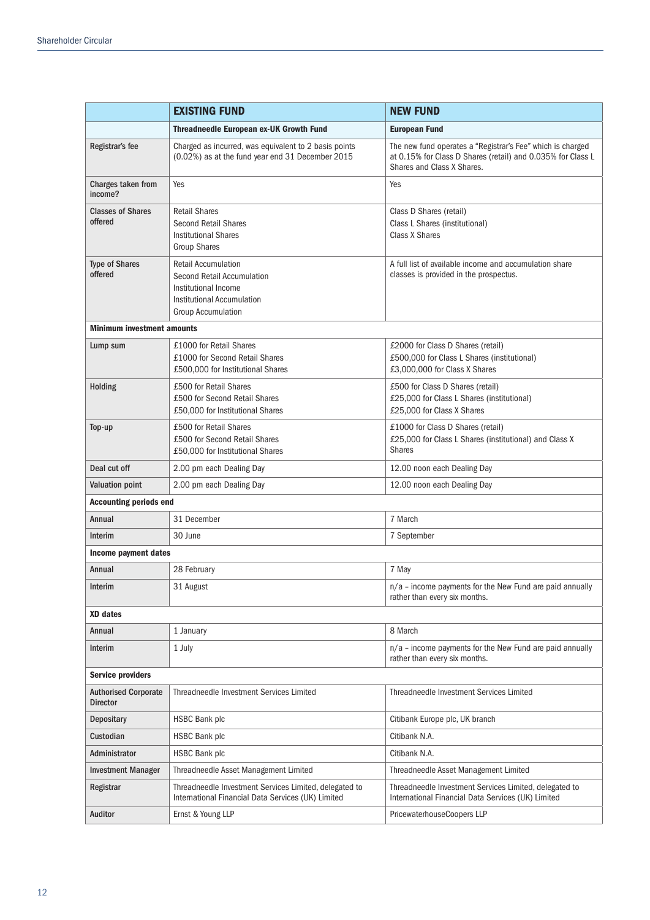| | EXISTING FUND | NEW FUND |
|---|---|---|
| | **Threadneedle European ex-UK Growth Fund** | **European Fund** |
| **Registrar's fee** | Charged as incurred, was equivalent to 2 basis points (0.02%) as at the fund year end 31 December 2015 | The new fund operates a "Registrar's Fee" which is charged at 0.15% for Class D Shares (retail) and 0.035% for Class L Shares and Class X Shares. |
| **Charges taken from income?** | Yes | Yes |
| **Classes of Shares offered** | Retail Shares<br>Second Retail Shares<br>Institutional Shares<br>Group Shares | Class D Shares (retail)<br>Class L Shares (institutional)<br>Class X Shares |
| **Type of Shares offered** | Retail Accumulation<br>Second Retail Accumulation<br>Institutional Income<br>Institutional Accumulation<br>Group Accumulation | A full list of available income and accumulation share classes is provided in the prospectus. |
| **Minimum investment amounts** | | |
| **Lump sum** | £1000 for Retail Shares<br>£1000 for Second Retail Shares<br>£500,000 for Institutional Shares | £2000 for Class D Shares (retail)<br>£500,000 for Class L Shares (institutional)<br>£3,000,000 for Class X Shares |
| **Holding** | £500 for Retail Shares<br>£500 for Second Retail Shares<br>£50,000 for Institutional Shares | £500 for Class D Shares (retail)<br>£25,000 for Class L Shares (institutional)<br>£25,000 for Class X Shares |
| **Top-up** | £500 for Retail Shares<br>£500 for Second Retail Shares<br>£50,000 for Institutional Shares | £1000 for Class D Shares (retail)<br>£25,000 for Class L Shares (institutional) and Class X Shares |
| **Deal cut off** | 2.00 pm each Dealing Day | 12.00 noon each Dealing Day |
| **Valuation point** | 2.00 pm each Dealing Day | 12.00 noon each Dealing Day |
| **Accounting periods end** | | |
| **Annual** | 31 December | 7 March |
| **Interim** | 30 June | 7 September |
| **Income payment dates** | | |
| **Annual** | 28 February | 7 May |
| **Interim** | 31 August | n/a – income payments for the New Fund are paid annually rather than every six months. |
| **XD dates** | | |
| **Annual** | 1 January | 8 March |
| **Interim** | 1 July | n/a – income payments for the New Fund are paid annually rather than every six months. |
| **Service providers** | | |
| **Authorised Corporate Director** | Threadneedle Investment Services Limited | Threadneedle Investment Services Limited |
| **Depositary** | HSBC Bank plc | Citibank Europe plc, UK branch |
| **Custodian** | HSBC Bank plc | Citibank N.A. |
| **Administrator** | HSBC Bank plc | Citibank N.A. |
| **Investment Manager** | Threadneedle Asset Management Limited | Threadneedle Asset Management Limited |
| **Registrar** | Threadneedle Investment Services Limited, delegated to International Financial Data Services (UK) Limited | Threadneedle Investment Services Limited, delegated to International Financial Data Services (UK) Limited |
| **Auditor** | Ernst & Young LLP | PricewaterhouseCoopers LLP |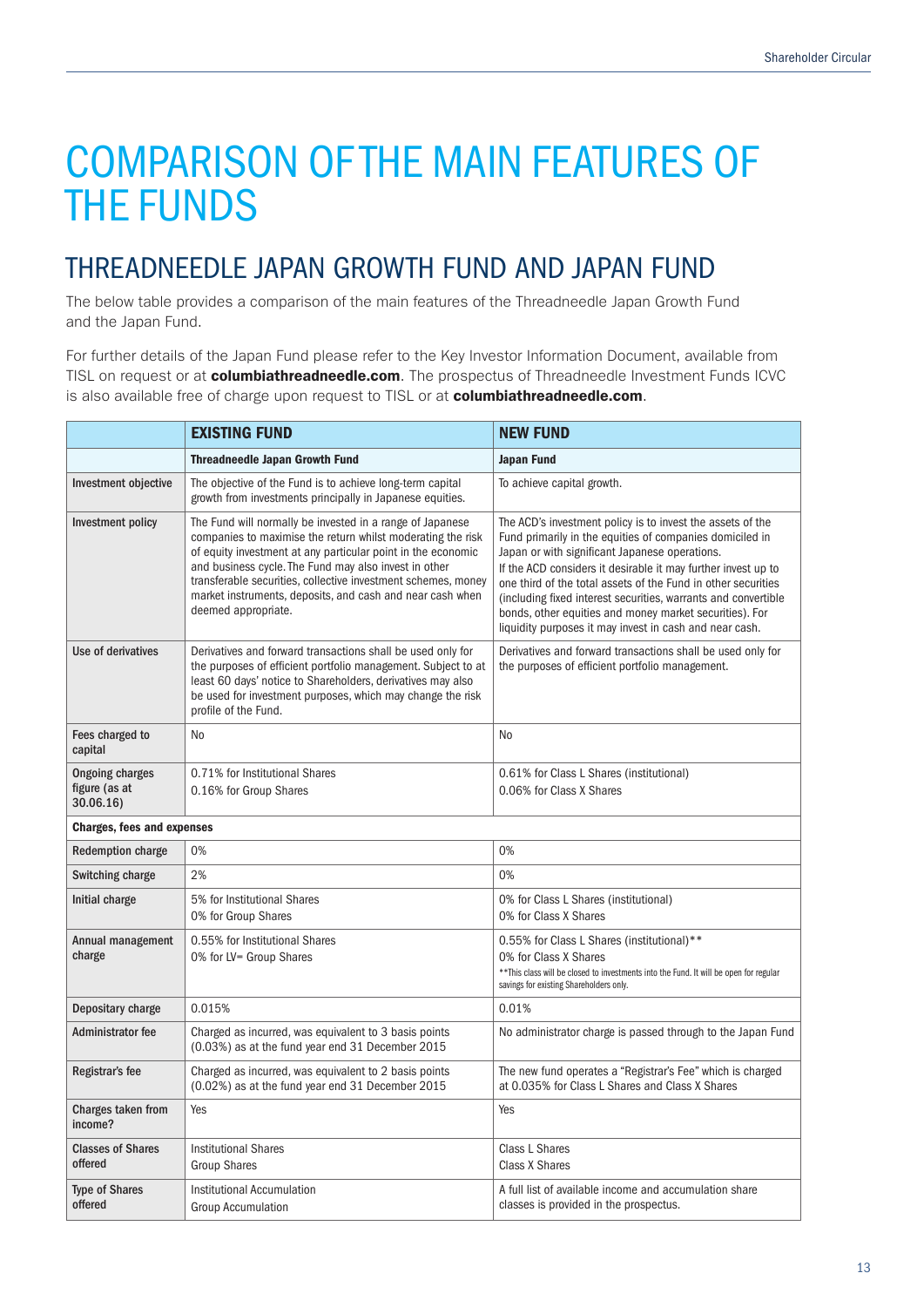# COMPARISON OF THE MAIN FEATURES OF THE FUNDS

## THREADNEEDLE JAPAN GROWTH FUND AND JAPAN FUND

The below table provides a comparison of the main features of the Threadneedle Japan Growth Fund and the Japan Fund.

For further details of the Japan Fund please refer to the Key Investor Information Document, available from TISL on request or at **columbiathreadneedle.com**. The prospectus of Threadneedle Investment Funds ICVC is also available free of charge upon request to TISL or at **columbiathreadneedle.com**.

| | **EXISTING FUND** | **NEW FUND** |
|---|---|---|
| | **Threadneedle Japan Growth Fund** | **Japan Fund** |
| Investment objective | The objective of the Fund is to achieve long-term capital growth from investments principally in Japanese equities. | To achieve capital growth. |
| Investment policy | The Fund will normally be invested in a range of Japanese companies to maximise the return whilst moderating the risk of equity investment at any particular point in the economic and business cycle. The Fund may also invest in other transferable securities, collective investment schemes, money market instruments, deposits, and cash and near cash when deemed appropriate. | The ACD's investment policy is to invest the assets of the Fund primarily in the equities of companies domiciled in Japan or with significant Japanese operations.<br>If the ACD considers it desirable it may further invest up to one third of the total assets of the Fund in other securities (including fixed interest securities, warrants and convertible bonds, other equities and money market securities). For liquidity purposes it may invest in cash and near cash. |
| Use of derivatives | Derivatives and forward transactions shall be used only for the purposes of efficient portfolio management. Subject to at least 60 days' notice to Shareholders, derivatives may also be used for investment purposes, which may change the risk profile of the Fund. | Derivatives and forward transactions shall be used only for the purposes of efficient portfolio management. |
| Fees charged to capital | No | No |
| Ongoing charges figure (as at 30.06.16) | 0.71% for Institutional Shares<br>0.16% for Group Shares | 0.61% for Class L Shares (institutional)<br>0.06% for Class X Shares |
| **Charges, fees and expenses** | | |
| Redemption charge | 0% | 0% |
| Switching charge | 2% | 0% |
| Initial charge | 5% for Institutional Shares<br>0% for Group Shares | 0% for Class L Shares (institutional)<br>0% for Class X Shares |
| Annual management charge | 0.55% for Institutional Shares<br>0% for LV= Group Shares | 0.55% for Class L Shares (institutional)**<br>0% for Class X Shares<br>**This class will be closed to investments into the Fund. It will be open for regular savings for existing Shareholders only. |
| Depositary charge | 0.015% | 0.01% |
| Administrator fee | Charged as incurred, was equivalent to 3 basis points (0.03%) as at the fund year end 31 December 2015 | No administrator charge is passed through to the Japan Fund |
| Registrar's fee | Charged as incurred, was equivalent to 2 basis points (0.02%) as at the fund year end 31 December 2015 | The new fund operates a "Registrar's Fee" which is charged at 0.035% for Class L Shares and Class X Shares |
| Charges taken from income? | Yes | Yes |
| Classes of Shares offered | Institutional Shares<br>Group Shares | Class L Shares<br>Class X Shares |
| Type of Shares offered | Institutional Accumulation<br>Group Accumulation | A full list of available income and accumulation share classes is provided in the prospectus. |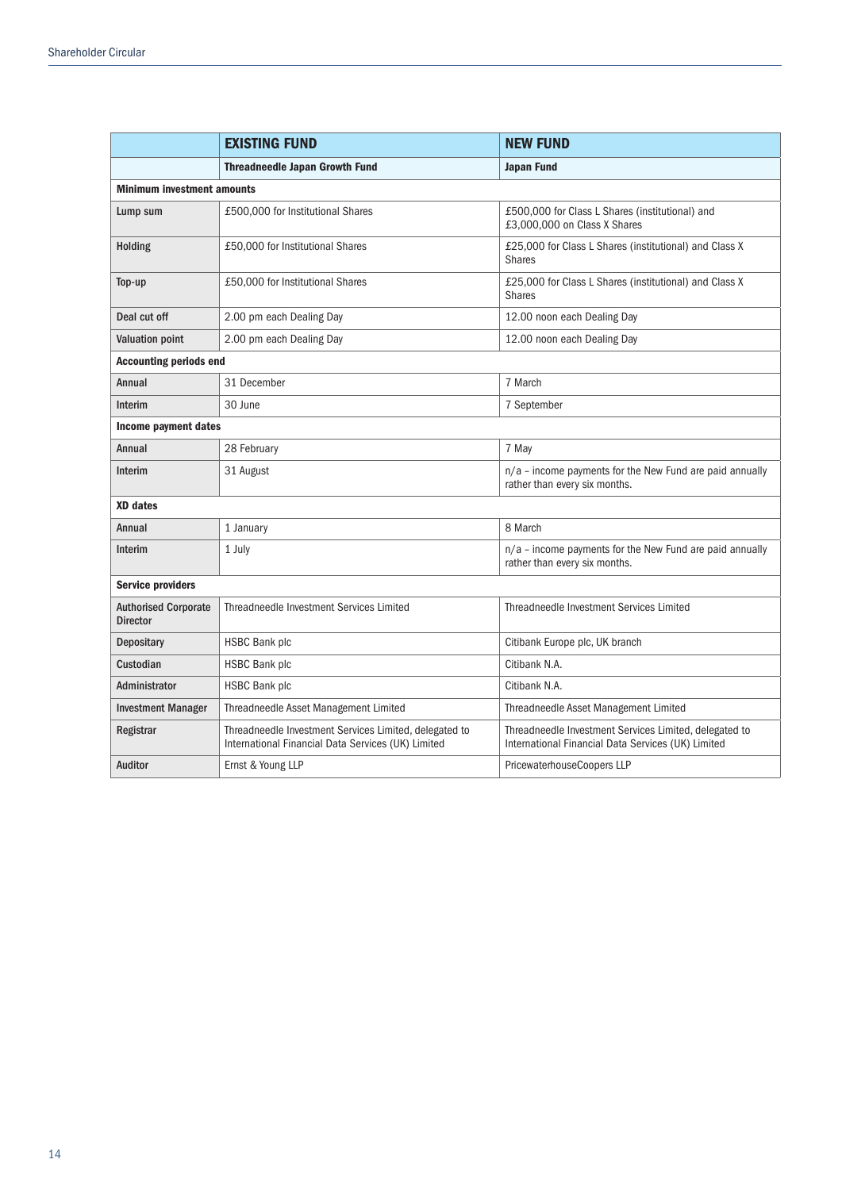| | EXISTING FUND | NEW FUND |
|---|---|---|
| | **Threadneedle Japan Growth Fund** | **Japan Fund** |
| **Minimum investment amounts** | | |
| **Lump sum** | £500,000 for Institutional Shares | £500,000 for Class L Shares (institutional) and £3,000,000 on Class X Shares |
| **Holding** | £50,000 for Institutional Shares | £25,000 for Class L Shares (institutional) and Class X Shares |
| **Top-up** | £50,000 for Institutional Shares | £25,000 for Class L Shares (institutional) and Class X Shares |
| **Deal cut off** | 2.00 pm each Dealing Day | 12.00 noon each Dealing Day |
| **Valuation point** | 2.00 pm each Dealing Day | 12.00 noon each Dealing Day |
| **Accounting periods end** | | |
| **Annual** | 31 December | 7 March |
| **Interim** | 30 June | 7 September |
| **Income payment dates** | | |
| **Annual** | 28 February | 7 May |
| **Interim** | 31 August | n/a – income payments for the New Fund are paid annually rather than every six months. |
| **XD dates** | | |
| **Annual** | 1 January | 8 March |
| **Interim** | 1 July | n/a – income payments for the New Fund are paid annually rather than every six months. |
| **Service providers** | | |
| **Authorised Corporate Director** | Threadneedle Investment Services Limited | Threadneedle Investment Services Limited |
| **Depositary** | HSBC Bank plc | Citibank Europe plc, UK branch |
| **Custodian** | HSBC Bank plc | Citibank N.A. |
| **Administrator** | HSBC Bank plc | Citibank N.A. |
| **Investment Manager** | Threadneedle Asset Management Limited | Threadneedle Asset Management Limited |
| **Registrar** | Threadneedle Investment Services Limited, delegated to International Financial Data Services (UK) Limited | Threadneedle Investment Services Limited, delegated to International Financial Data Services (UK) Limited |
| **Auditor** | Ernst & Young LLP | PricewaterhouseCoopers LLP |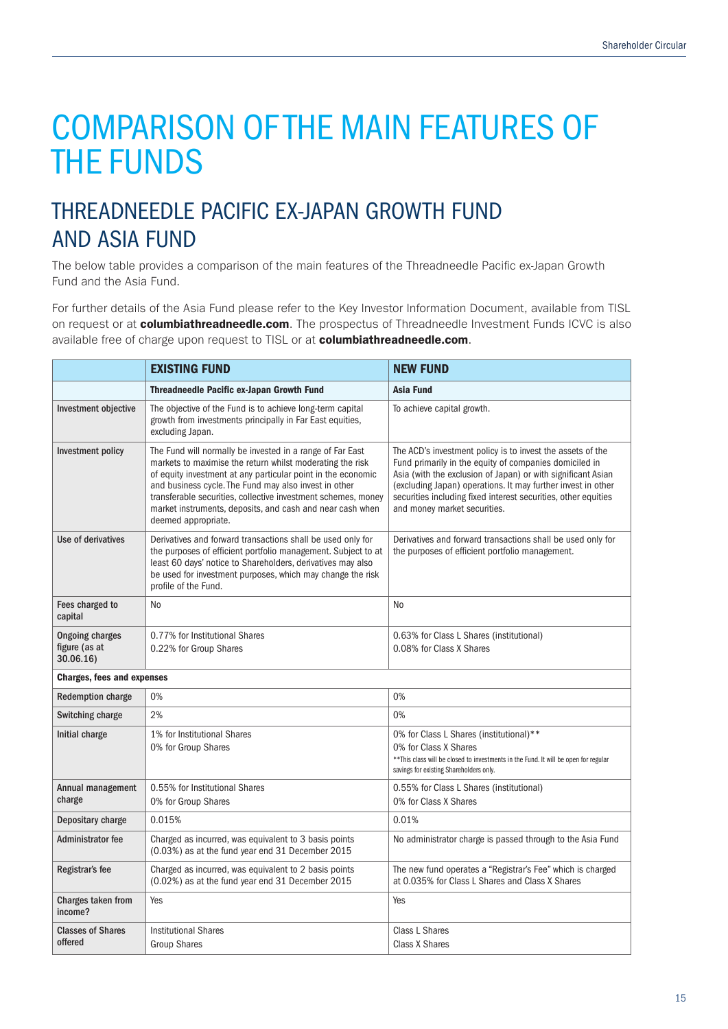# COMPARISON OF THE MAIN FEATURES OF THE FUNDS

## THREADNEEDLE PACIFIC EX-JAPAN GROWTH FUND AND ASIA FUND

The below table provides a comparison of the main features of the Threadneedle Pacific ex-Japan Growth Fund and the Asia Fund.

For further details of the Asia Fund please refer to the Key Investor Information Document, available from TISL on request or at **columbiathreadneedle.com**. The prospectus of Threadneedle Investment Funds ICVC is also available free of charge upon request to TISL or at **columbiathreadneedle.com**.

| | **EXISTING FUND** | **NEW FUND** |
|---|---|---|
| | **Threadneedle Pacific ex-Japan Growth Fund** | **Asia Fund** |
| **Investment objective** | The objective of the Fund is to achieve long-term capital growth from investments principally in Far East equities, excluding Japan. | To achieve capital growth. |
| **Investment policy** | The Fund will normally be invested in a range of Far East markets to maximise the return whilst moderating the risk of equity investment at any particular point in the economic and business cycle. The Fund may also invest in other transferable securities, collective investment schemes, money market instruments, deposits, and cash and near cash when deemed appropriate. | The ACD's investment policy is to invest the assets of the Fund primarily in the equity of companies domiciled in Asia (with the exclusion of Japan) or with significant Asian (excluding Japan) operations. It may further invest in other securities including fixed interest securities, other equities and money market securities. |
| **Use of derivatives** | Derivatives and forward transactions shall be used only for the purposes of efficient portfolio management. Subject to at least 60 days' notice to Shareholders, derivatives may also be used for investment purposes, which may change the risk profile of the Fund. | Derivatives and forward transactions shall be used only for the purposes of efficient portfolio management. |
| **Fees charged to capital** | No | No |
| **Ongoing charges figure (as at 30.06.16)** | 0.77% for Institutional Shares<br>0.22% for Group Shares | 0.63% for Class L Shares (institutional)<br>0.08% for Class X Shares |
| **Charges, fees and expenses** | | |
| **Redemption charge** | 0% | 0% |
| **Switching charge** | 2% | 0% |
| **Initial charge** | 1% for Institutional Shares<br>0% for Group Shares | 0% for Class L Shares (institutional)**<br>0% for Class X Shares<br>**This class will be closed to investments in the Fund. It will be open for regular savings for existing Shareholders only. |
| **Annual management charge** | 0.55% for Institutional Shares<br>0% for Group Shares | 0.55% for Class L Shares (institutional)<br>0% for Class X Shares |
| **Depositary charge** | 0.015% | 0.01% |
| **Administrator fee** | Charged as incurred, was equivalent to 3 basis points (0.03%) as at the fund year end 31 December 2015 | No administrator charge is passed through to the Asia Fund |
| **Registrar's fee** | Charged as incurred, was equivalent to 2 basis points (0.02%) as at the fund year end 31 December 2015 | The new fund operates a "Registrar's Fee" which is charged at 0.035% for Class L Shares and Class X Shares |
| **Charges taken from income?** | Yes | Yes |
| **Classes of Shares offered** | Institutional Shares<br>Group Shares | Class L Shares<br>Class X Shares |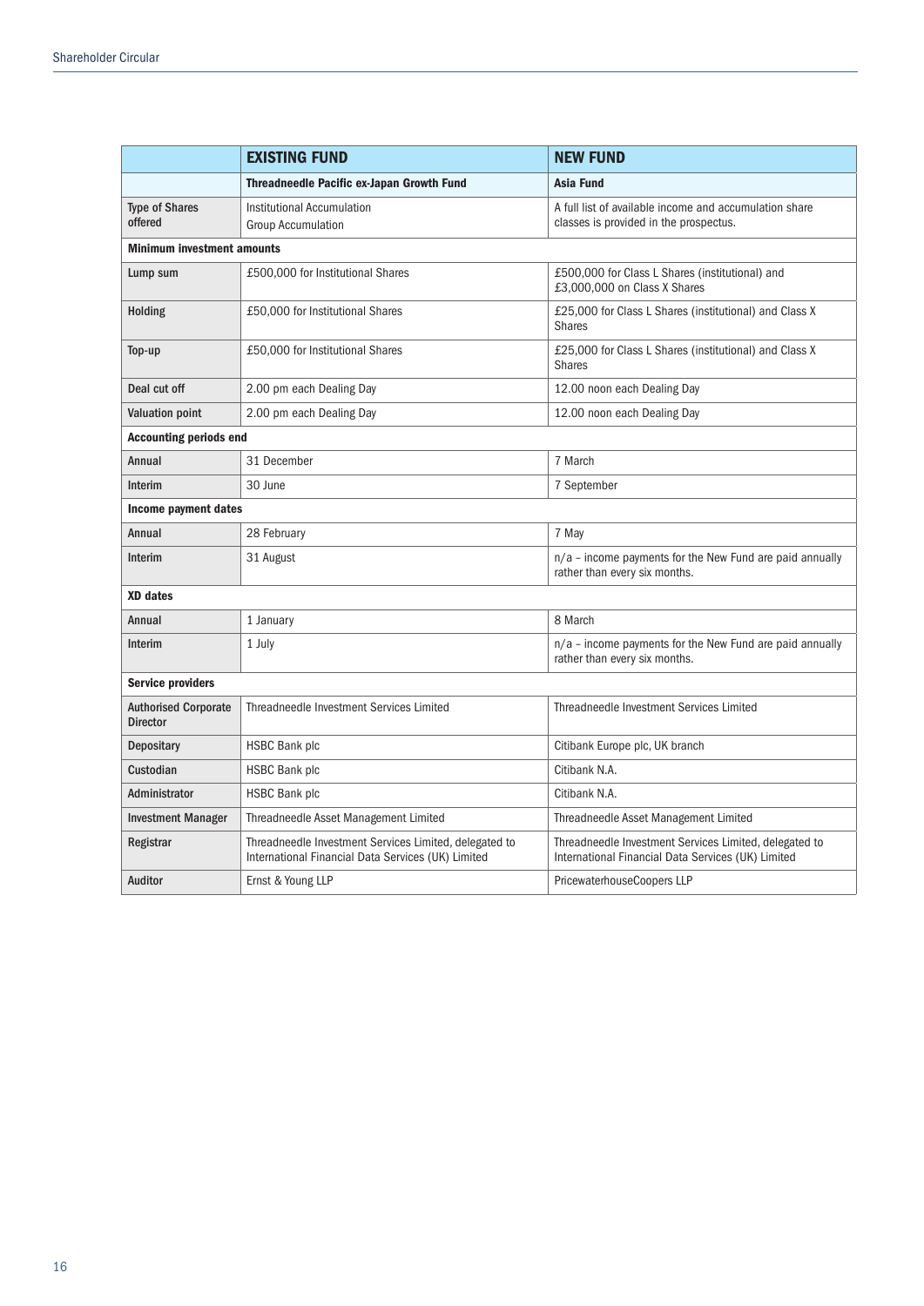| | **EXISTING FUND** | **NEW FUND** |
|---|---|---|
| | **Threadneedle Pacific ex-Japan Growth Fund** | **Asia Fund** |
| **Type of Shares offered** | Institutional Accumulation<br>Group Accumulation | A full list of available income and accumulation share classes is provided in the prospectus. |
| **Minimum investment amounts** | | |
| **Lump sum** | £500,000 for Institutional Shares | £500,000 for Class L Shares (institutional) and £3,000,000 on Class X Shares |
| **Holding** | £50,000 for Institutional Shares | £25,000 for Class L Shares (institutional) and Class X Shares |
| **Top-up** | £50,000 for Institutional Shares | £25,000 for Class L Shares (institutional) and Class X Shares |
| **Deal cut off** | 2.00 pm each Dealing Day | 12.00 noon each Dealing Day |
| **Valuation point** | 2.00 pm each Dealing Day | 12.00 noon each Dealing Day |
| **Accounting periods end** | | |
| **Annual** | 31 December | 7 March |
| **Interim** | 30 June | 7 September |
| **Income payment dates** | | |
| **Annual** | 28 February | 7 May |
| **Interim** | 31 August | n/a – income payments for the New Fund are paid annually rather than every six months. |
| **XD dates** | | |
| **Annual** | 1 January | 8 March |
| **Interim** | 1 July | n/a – income payments for the New Fund are paid annually rather than every six months. |
| **Service providers** | | |
| **Authorised Corporate Director** | Threadneedle Investment Services Limited | Threadneedle Investment Services Limited |
| **Depositary** | HSBC Bank plc | Citibank Europe plc, UK branch |
| **Custodian** | HSBC Bank plc | Citibank N.A. |
| **Administrator** | HSBC Bank plc | Citibank N.A. |
| **Investment Manager** | Threadneedle Asset Management Limited | Threadneedle Asset Management Limited |
| **Registrar** | Threadneedle Investment Services Limited, delegated to International Financial Data Services (UK) Limited | Threadneedle Investment Services Limited, delegated to International Financial Data Services (UK) Limited |
| **Auditor** | Ernst & Young LLP | PricewaterhouseCoopers LLP |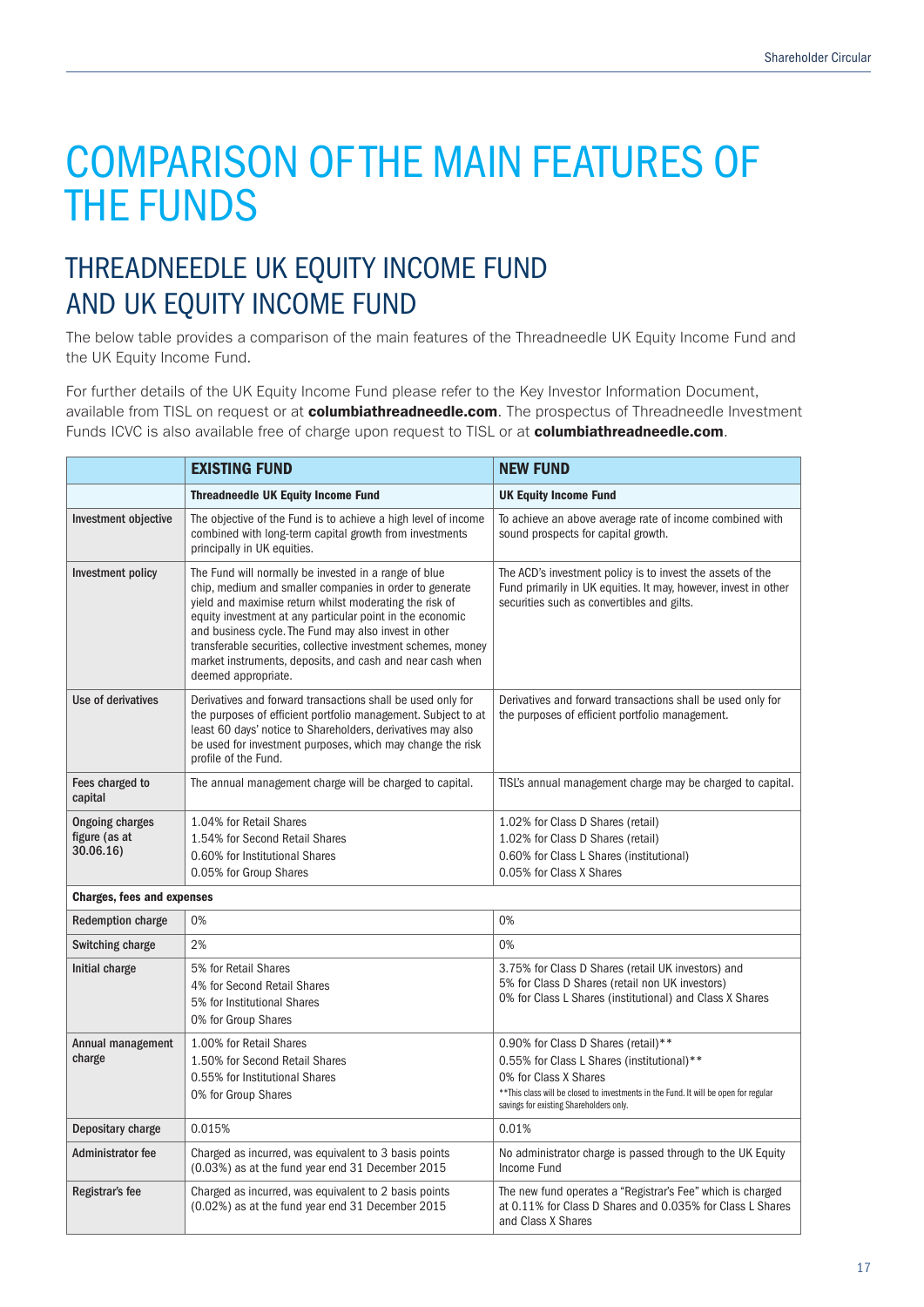// Shareholder Circular header omitted

# COMPARISON OF THE MAIN FEATURES OF THE FUNDS

## THREADNEEDLE UK EQUITY INCOME FUND AND UK EQUITY INCOME FUND

The below table provides a comparison of the main features of the Threadneedle UK Equity Income Fund and the UK Equity Income Fund.

For further details of the UK Equity Income Fund please refer to the Key Investor Information Document, available from TISL on request or at **columbiathreadneedle.com**. The prospectus of Threadneedle Investment Funds ICVC is also available free of charge upon request to TISL or at **columbiathreadneedle.com**.

| | **EXISTING FUND** | **NEW FUND** |
|---|---|---|
| | **Threadneedle UK Equity Income Fund** | **UK Equity Income Fund** |
| **Investment objective** | The objective of the Fund is to achieve a high level of income combined with long-term capital growth from investments principally in UK equities. | To achieve an above average rate of income combined with sound prospects for capital growth. |
| **Investment policy** | The Fund will normally be invested in a range of blue chip, medium and smaller companies in order to generate yield and maximise return whilst moderating the risk of equity investment at any particular point in the economic and business cycle. The Fund may also invest in other transferable securities, collective investment schemes, money market instruments, deposits, and cash and near cash when deemed appropriate. | The ACD's investment policy is to invest the assets of the Fund primarily in UK equities. It may, however, invest in other securities such as convertibles and gilts. |
| **Use of derivatives** | Derivatives and forward transactions shall be used only for the purposes of efficient portfolio management. Subject to at least 60 days' notice to Shareholders, derivatives may also be used for investment purposes, which may change the risk profile of the Fund. | Derivatives and forward transactions shall be used only for the purposes of efficient portfolio management. |
| **Fees charged to capital** | The annual management charge will be charged to capital. | TISL's annual management charge may be charged to capital. |
| **Ongoing charges figure (as at 30.06.16)** | 1.04% for Retail Shares<br>1.54% for Second Retail Shares<br>0.60% for Institutional Shares<br>0.05% for Group Shares | 1.02% for Class D Shares (retail)<br>1.02% for Class D Shares (retail)<br>0.60% for Class L Shares (institutional)<br>0.05% for Class X Shares |
| **Charges, fees and expenses** | | |
| **Redemption charge** | 0% | 0% |
| **Switching charge** | 2% | 0% |
| **Initial charge** | 5% for Retail Shares<br>4% for Second Retail Shares<br>5% for Institutional Shares<br>0% for Group Shares | 3.75% for Class D Shares (retail UK investors) and<br>5% for Class D Shares (retail non UK investors)<br>0% for Class L Shares (institutional) and Class X Shares |
| **Annual management charge** | 1.00% for Retail Shares<br>1.50% for Second Retail Shares<br>0.55% for Institutional Shares<br>0% for Group Shares | 0.90% for Class D Shares (retail)**<br>0.55% for Class L Shares (institutional)**<br>0% for Class X Shares<br>**This class will be closed to investments in the Fund. It will be open for regular savings for existing Shareholders only. |
| **Depositary charge** | 0.015% | 0.01% |
| **Administrator fee** | Charged as incurred, was equivalent to 3 basis points (0.03%) as at the fund year end 31 December 2015 | No administrator charge is passed through to the UK Equity Income Fund |
| **Registrar's fee** | Charged as incurred, was equivalent to 2 basis points (0.02%) as at the fund year end 31 December 2015 | The new fund operates a "Registrar's Fee" which is charged at 0.11% for Class D Shares and 0.035% for Class L Shares and Class X Shares |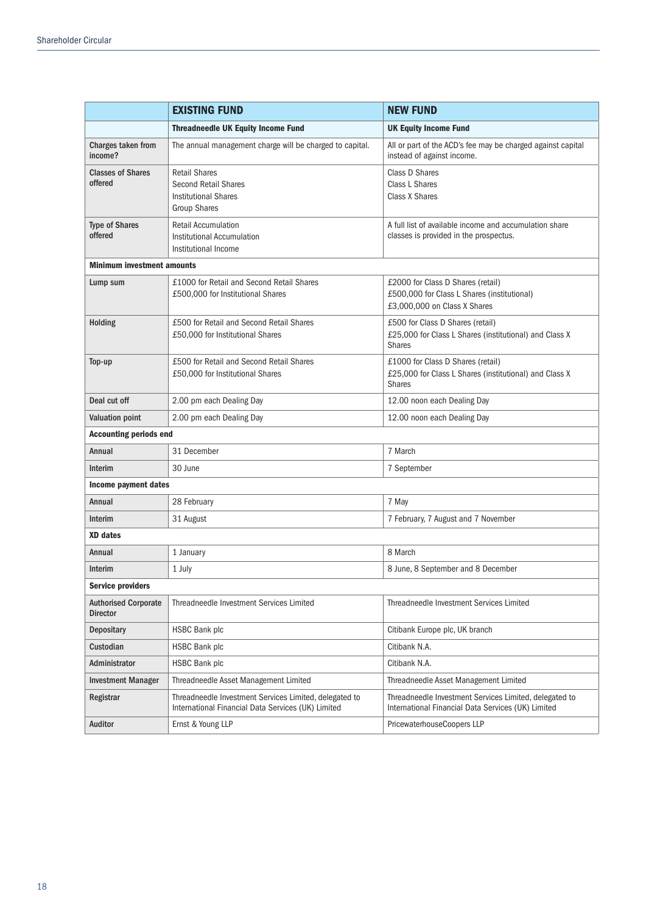| | EXISTING FUND | NEW FUND |
|---|---|---|
| | **Threadneedle UK Equity Income Fund** | **UK Equity Income Fund** |
| **Charges taken from income?** | The annual management charge will be charged to capital. | All or part of the ACD's fee may be charged against capital instead of against income. |
| **Classes of Shares offered** | Retail Shares<br>Second Retail Shares<br>Institutional Shares<br>Group Shares | Class D Shares<br>Class L Shares<br>Class X Shares |
| **Type of Shares offered** | Retail Accumulation<br>Institutional Accumulation<br>Institutional Income | A full list of available income and accumulation share classes is provided in the prospectus. |
| **Minimum investment amounts** | | |
| **Lump sum** | £1000 for Retail and Second Retail Shares<br>£500,000 for Institutional Shares | £2000 for Class D Shares (retail)<br>£500,000 for Class L Shares (institutional)<br>£3,000,000 on Class X Shares |
| **Holding** | £500 for Retail and Second Retail Shares<br>£50,000 for Institutional Shares | £500 for Class D Shares (retail)<br>£25,000 for Class L Shares (institutional) and Class X Shares |
| **Top-up** | £500 for Retail and Second Retail Shares<br>£50,000 for Institutional Shares | £1000 for Class D Shares (retail)<br>£25,000 for Class L Shares (institutional) and Class X Shares |
| **Deal cut off** | 2.00 pm each Dealing Day | 12.00 noon each Dealing Day |
| **Valuation point** | 2.00 pm each Dealing Day | 12.00 noon each Dealing Day |
| **Accounting periods end** | | |
| **Annual** | 31 December | 7 March |
| **Interim** | 30 June | 7 September |
| **Income payment dates** | | |
| **Annual** | 28 February | 7 May |
| **Interim** | 31 August | 7 February, 7 August and 7 November |
| **XD dates** | | |
| **Annual** | 1 January | 8 March |
| **Interim** | 1 July | 8 June, 8 September and 8 December |
| **Service providers** | | |
| **Authorised Corporate Director** | Threadneedle Investment Services Limited | Threadneedle Investment Services Limited |
| **Depositary** | HSBC Bank plc | Citibank Europe plc, UK branch |
| **Custodian** | HSBC Bank plc | Citibank N.A. |
| **Administrator** | HSBC Bank plc | Citibank N.A. |
| **Investment Manager** | Threadneedle Asset Management Limited | Threadneedle Asset Management Limited |
| **Registrar** | Threadneedle Investment Services Limited, delegated to International Financial Data Services (UK) Limited | Threadneedle Investment Services Limited, delegated to International Financial Data Services (UK) Limited |
| **Auditor** | Ernst & Young LLP | PricewaterhouseCoopers LLP |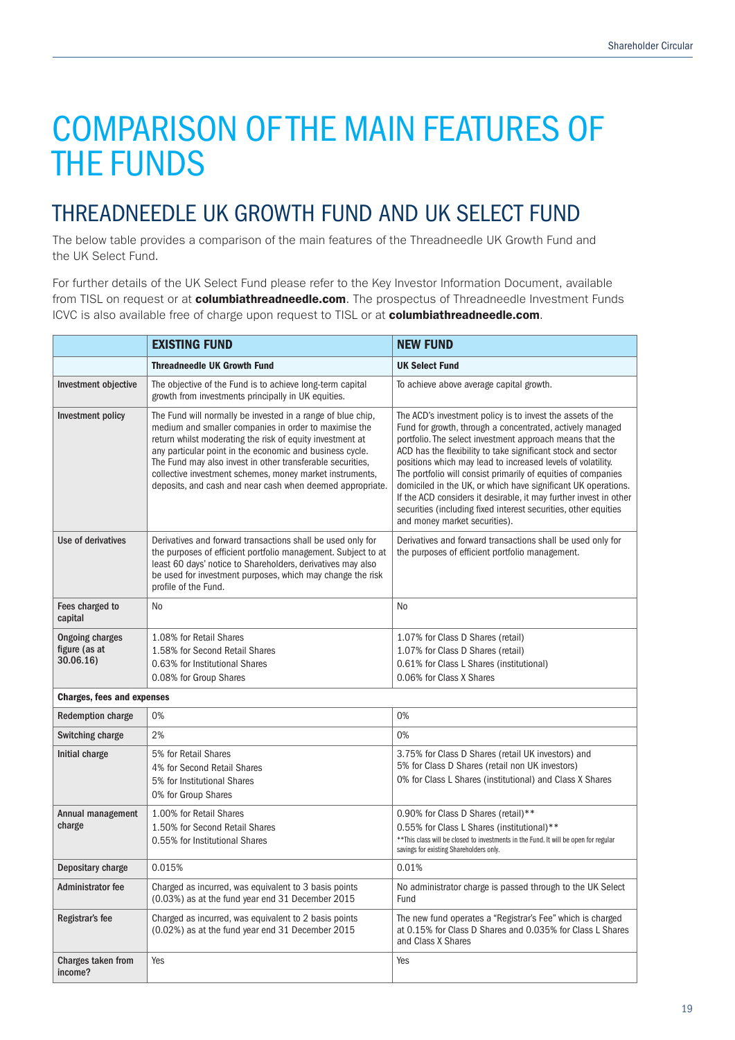# COMPARISON OF THE MAIN FEATURES OF THE FUNDS

## THREADNEEDLE UK GROWTH FUND AND UK SELECT FUND

The below table provides a comparison of the main features of the Threadneedle UK Growth Fund and the UK Select Fund.

For further details of the UK Select Fund please refer to the Key Investor Information Document, available from TISL on request or at **columbiathreadneedle.com**. The prospectus of Threadneedle Investment Funds ICVC is also available free of charge upon request to TISL or at **columbiathreadneedle.com**.

| | EXISTING FUND | NEW FUND |
|---|---|---|
| | **Threadneedle UK Growth Fund** | **UK Select Fund** |
| Investment objective | The objective of the Fund is to achieve long-term capital growth from investments principally in UK equities. | To achieve above average capital growth. |
| Investment policy | The Fund will normally be invested in a range of blue chip, medium and smaller companies in order to maximise the return whilst moderating the risk of equity investment at any particular point in the economic and business cycle. The Fund may also invest in other transferable securities, collective investment schemes, money market instruments, deposits, and cash and near cash when deemed appropriate. | The ACD's investment policy is to invest the assets of the Fund for growth, through a concentrated, actively managed portfolio. The select investment approach means that the ACD has the flexibility to take significant stock and sector positions which may lead to increased levels of volatility. The portfolio will consist primarily of equities of companies domiciled in the UK, or which have significant UK operations. If the ACD considers it desirable, it may further invest in other securities (including fixed interest securities, other equities and money market securities). |
| Use of derivatives | Derivatives and forward transactions shall be used only for the purposes of efficient portfolio management. Subject to at least 60 days' notice to Shareholders, derivatives may also be used for investment purposes, which may change the risk profile of the Fund. | Derivatives and forward transactions shall be used only for the purposes of efficient portfolio management. |
| Fees charged to capital | No | No |
| Ongoing charges figure (as at 30.06.16) | 1.08% for Retail Shares<br>1.58% for Second Retail Shares<br>0.63% for Institutional Shares<br>0.08% for Group Shares | 1.07% for Class D Shares (retail)<br>1.07% for Class D Shares (retail)<br>0.61% for Class L Shares (institutional)<br>0.06% for Class X Shares |
| **Charges, fees and expenses** | | |
| Redemption charge | 0% | 0% |
| Switching charge | 2% | 0% |
| Initial charge | 5% for Retail Shares<br>4% for Second Retail Shares<br>5% for Institutional Shares<br>0% for Group Shares | 3.75% for Class D Shares (retail UK investors) and<br>5% for Class D Shares (retail non UK investors)<br>0% for Class L Shares (institutional) and Class X Shares |
| Annual management charge | 1.00% for Retail Shares<br>1.50% for Second Retail Shares<br>0.55% for Institutional Shares | 0.90% for Class D Shares (retail)**<br>0.55% for Class L Shares (institutional)**<br>**This class will be closed to investments in the Fund. It will be open for regular savings for existing Shareholders only. |
| Depositary charge | 0.015% | 0.01% |
| Administrator fee | Charged as incurred, was equivalent to 3 basis points (0.03%) as at the fund year end 31 December 2015 | No administrator charge is passed through to the UK Select Fund |
| Registrar's fee | Charged as incurred, was equivalent to 2 basis points (0.02%) as at the fund year end 31 December 2015 | The new fund operates a "Registrar's Fee" which is charged at 0.15% for Class D Shares and 0.035% for Class L Shares and Class X Shares |
| Charges taken from income? | Yes | Yes |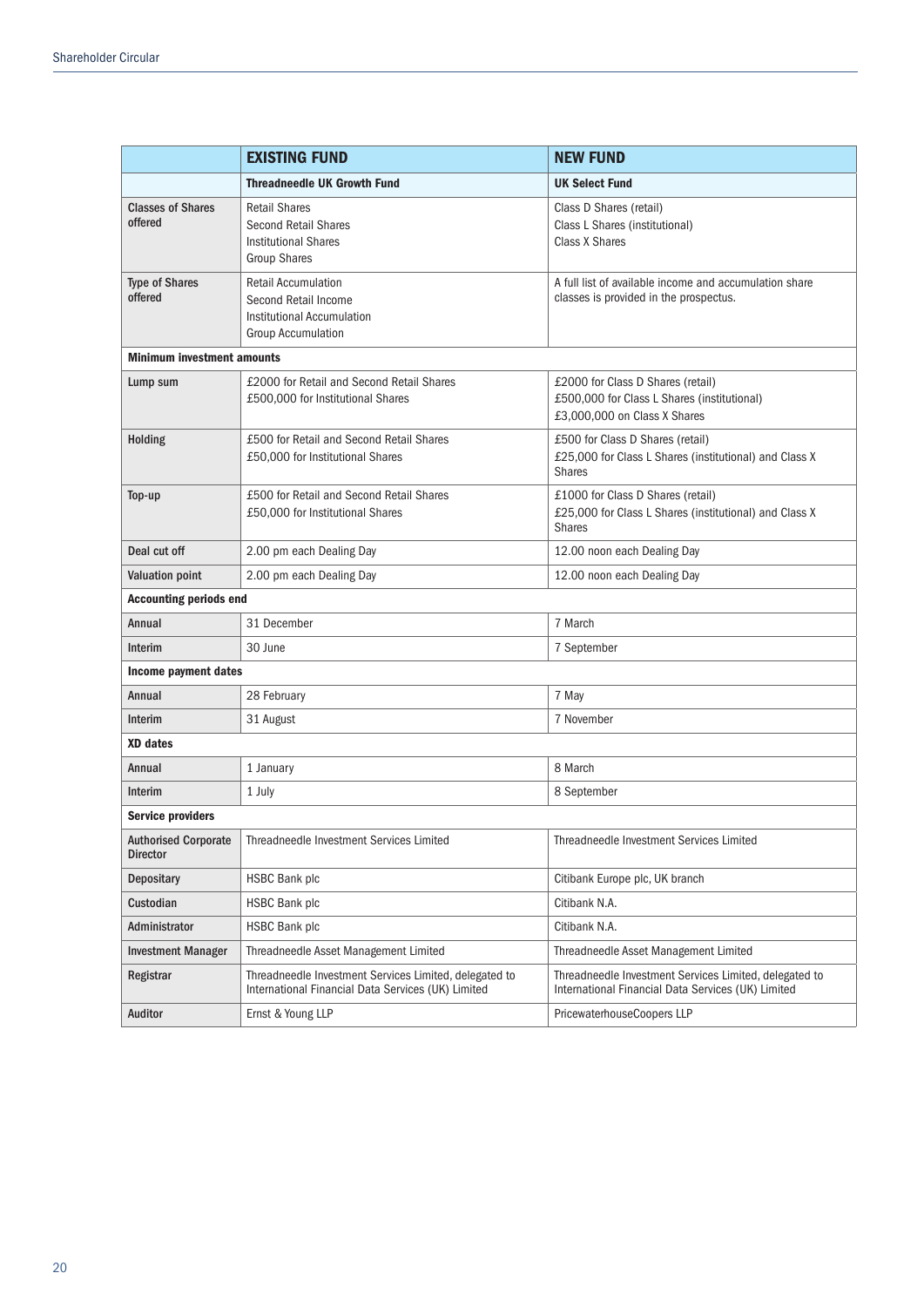| | EXISTING FUND | NEW FUND |
|---|---|---|
| | **Threadneedle UK Growth Fund** | **UK Select Fund** |
| **Classes of Shares offered** | Retail Shares<br>Second Retail Shares<br>Institutional Shares<br>Group Shares | Class D Shares (retail)<br>Class L Shares (institutional)<br>Class X Shares |
| **Type of Shares offered** | Retail Accumulation<br>Second Retail Income<br>Institutional Accumulation<br>Group Accumulation | A full list of available income and accumulation share classes is provided in the prospectus. |
| **Minimum investment amounts** | | |
| **Lump sum** | £2000 for Retail and Second Retail Shares<br>£500,000 for Institutional Shares | £2000 for Class D Shares (retail)<br>£500,000 for Class L Shares (institutional)<br>£3,000,000 on Class X Shares |
| **Holding** | £500 for Retail and Second Retail Shares<br>£50,000 for Institutional Shares | £500 for Class D Shares (retail)<br>£25,000 for Class L Shares (institutional) and Class X Shares |
| **Top-up** | £500 for Retail and Second Retail Shares<br>£50,000 for Institutional Shares | £1000 for Class D Shares (retail)<br>£25,000 for Class L Shares (institutional) and Class X Shares |
| **Deal cut off** | 2.00 pm each Dealing Day | 12.00 noon each Dealing Day |
| **Valuation point** | 2.00 pm each Dealing Day | 12.00 noon each Dealing Day |
| **Accounting periods end** | | |
| **Annual** | 31 December | 7 March |
| **Interim** | 30 June | 7 September |
| **Income payment dates** | | |
| **Annual** | 28 February | 7 May |
| **Interim** | 31 August | 7 November |
| **XD dates** | | |
| **Annual** | 1 January | 8 March |
| **Interim** | 1 July | 8 September |
| **Service providers** | | |
| **Authorised Corporate Director** | Threadneedle Investment Services Limited | Threadneedle Investment Services Limited |
| **Depositary** | HSBC Bank plc | Citibank Europe plc, UK branch |
| **Custodian** | HSBC Bank plc | Citibank N.A. |
| **Administrator** | HSBC Bank plc | Citibank N.A. |
| **Investment Manager** | Threadneedle Asset Management Limited | Threadneedle Asset Management Limited |
| **Registrar** | Threadneedle Investment Services Limited, delegated to International Financial Data Services (UK) Limited | Threadneedle Investment Services Limited, delegated to International Financial Data Services (UK) Limited |
| **Auditor** | Ernst & Young LLP | PricewaterhouseCoopers LLP |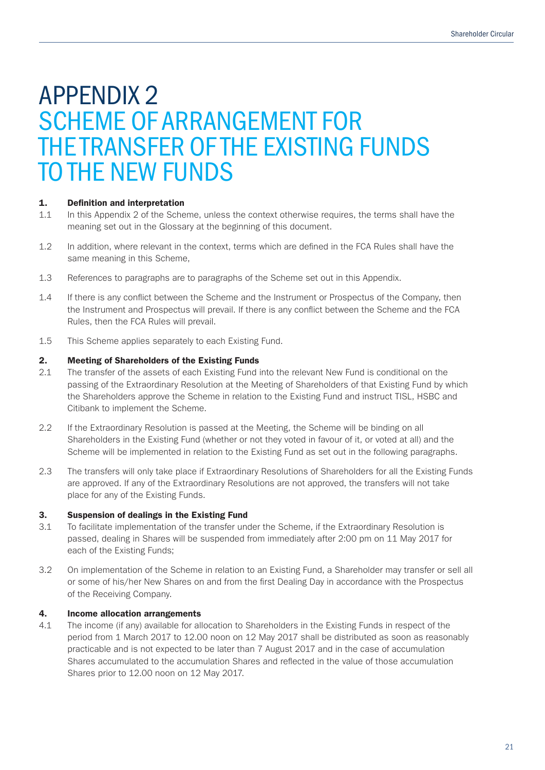# APPENDIX 2
## SCHEME OF ARRANGEMENT FOR THE TRANSFER OF THE EXISTING FUNDS TO THE NEW FUNDS

### 1. Definition and interpretation

1.1 In this Appendix 2 of the Scheme, unless the context otherwise requires, the terms shall have the meaning set out in the Glossary at the beginning of this document.

1.2 In addition, where relevant in the context, terms which are defined in the FCA Rules shall have the same meaning in this Scheme,

1.3 References to paragraphs are to paragraphs of the Scheme set out in this Appendix.

1.4 If there is any conflict between the Scheme and the Instrument or Prospectus of the Company, then the Instrument and Prospectus will prevail. If there is any conflict between the Scheme and the FCA Rules, then the FCA Rules will prevail.

1.5 This Scheme applies separately to each Existing Fund.

### 2. Meeting of Shareholders of the Existing Funds

2.1 The transfer of the assets of each Existing Fund into the relevant New Fund is conditional on the passing of the Extraordinary Resolution at the Meeting of Shareholders of that Existing Fund by which the Shareholders approve the Scheme in relation to the Existing Fund and instruct TISL, HSBC and Citibank to implement the Scheme.

2.2 If the Extraordinary Resolution is passed at the Meeting, the Scheme will be binding on all Shareholders in the Existing Fund (whether or not they voted in favour of it, or voted at all) and the Scheme will be implemented in relation to the Existing Fund as set out in the following paragraphs.

2.3 The transfers will only take place if Extraordinary Resolutions of Shareholders for all the Existing Funds are approved. If any of the Extraordinary Resolutions are not approved, the transfers will not take place for any of the Existing Funds.

### 3. Suspension of dealings in the Existing Fund

3.1 To facilitate implementation of the transfer under the Scheme, if the Extraordinary Resolution is passed, dealing in Shares will be suspended from immediately after 2:00 pm on 11 May 2017 for each of the Existing Funds;

3.2 On implementation of the Scheme in relation to an Existing Fund, a Shareholder may transfer or sell all or some of his/her New Shares on and from the first Dealing Day in accordance with the Prospectus of the Receiving Company.

### 4. Income allocation arrangements

4.1 The income (if any) available for allocation to Shareholders in the Existing Funds in respect of the period from 1 March 2017 to 12.00 noon on 12 May 2017 shall be distributed as soon as reasonably practicable and is not expected to be later than 7 August 2017 and in the case of accumulation Shares accumulated to the accumulation Shares and reflected in the value of those accumulation Shares prior to 12.00 noon on 12 May 2017.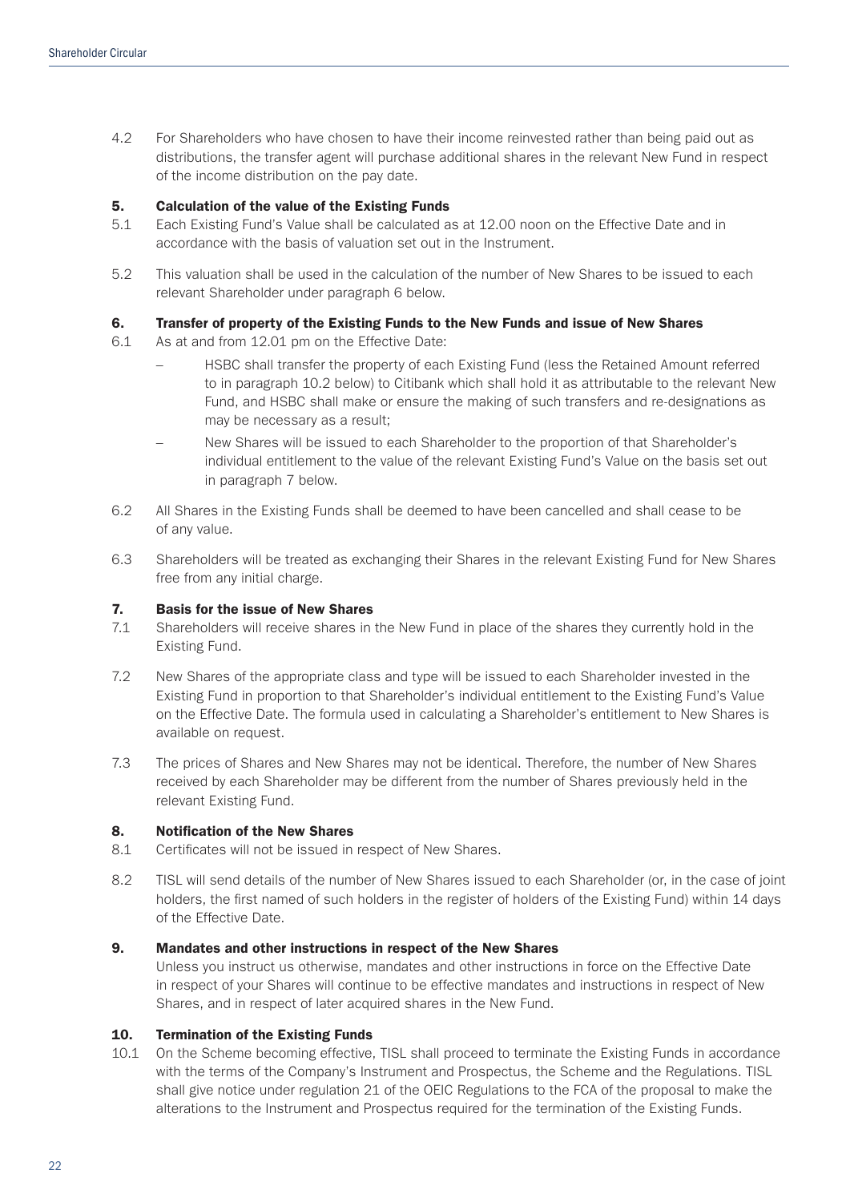4.2 For Shareholders who have chosen to have their income reinvested rather than being paid out as distributions, the transfer agent will purchase additional shares in the relevant New Fund in respect of the income distribution on the pay date.

## 5. Calculation of the value of the Existing Funds

5.1 Each Existing Fund's Value shall be calculated as at 12.00 noon on the Effective Date and in accordance with the basis of valuation set out in the Instrument.

5.2 This valuation shall be used in the calculation of the number of New Shares to be issued to each relevant Shareholder under paragraph 6 below.

## 6. Transfer of property of the Existing Funds to the New Funds and issue of New Shares

6.1 As at and from 12.01 pm on the Effective Date:

- HSBC shall transfer the property of each Existing Fund (less the Retained Amount referred to in paragraph 10.2 below) to Citibank which shall hold it as attributable to the relevant New Fund, and HSBC shall make or ensure the making of such transfers and re-designations as may be necessary as a result;
- New Shares will be issued to each Shareholder to the proportion of that Shareholder's individual entitlement to the value of the relevant Existing Fund's Value on the basis set out in paragraph 7 below.

6.2 All Shares in the Existing Funds shall be deemed to have been cancelled and shall cease to be of any value.

6.3 Shareholders will be treated as exchanging their Shares in the relevant Existing Fund for New Shares free from any initial charge.

## 7. Basis for the issue of New Shares

7.1 Shareholders will receive shares in the New Fund in place of the shares they currently hold in the Existing Fund.

7.2 New Shares of the appropriate class and type will be issued to each Shareholder invested in the Existing Fund in proportion to that Shareholder's individual entitlement to the Existing Fund's Value on the Effective Date. The formula used in calculating a Shareholder's entitlement to New Shares is available on request.

7.3 The prices of Shares and New Shares may not be identical. Therefore, the number of New Shares received by each Shareholder may be different from the number of Shares previously held in the relevant Existing Fund.

## 8. Notification of the New Shares

8.1 Certificates will not be issued in respect of New Shares.

8.2 TISL will send details of the number of New Shares issued to each Shareholder (or, in the case of joint holders, the first named of such holders in the register of holders of the Existing Fund) within 14 days of the Effective Date.

## 9. Mandates and other instructions in respect of the New Shares

Unless you instruct us otherwise, mandates and other instructions in force on the Effective Date in respect of your Shares will continue to be effective mandates and instructions in respect of New Shares, and in respect of later acquired shares in the New Fund.

## 10. Termination of the Existing Funds

10.1 On the Scheme becoming effective, TISL shall proceed to terminate the Existing Funds in accordance with the terms of the Company's Instrument and Prospectus, the Scheme and the Regulations. TISL shall give notice under regulation 21 of the OEIC Regulations to the FCA of the proposal to make the alterations to the Instrument and Prospectus required for the termination of the Existing Funds.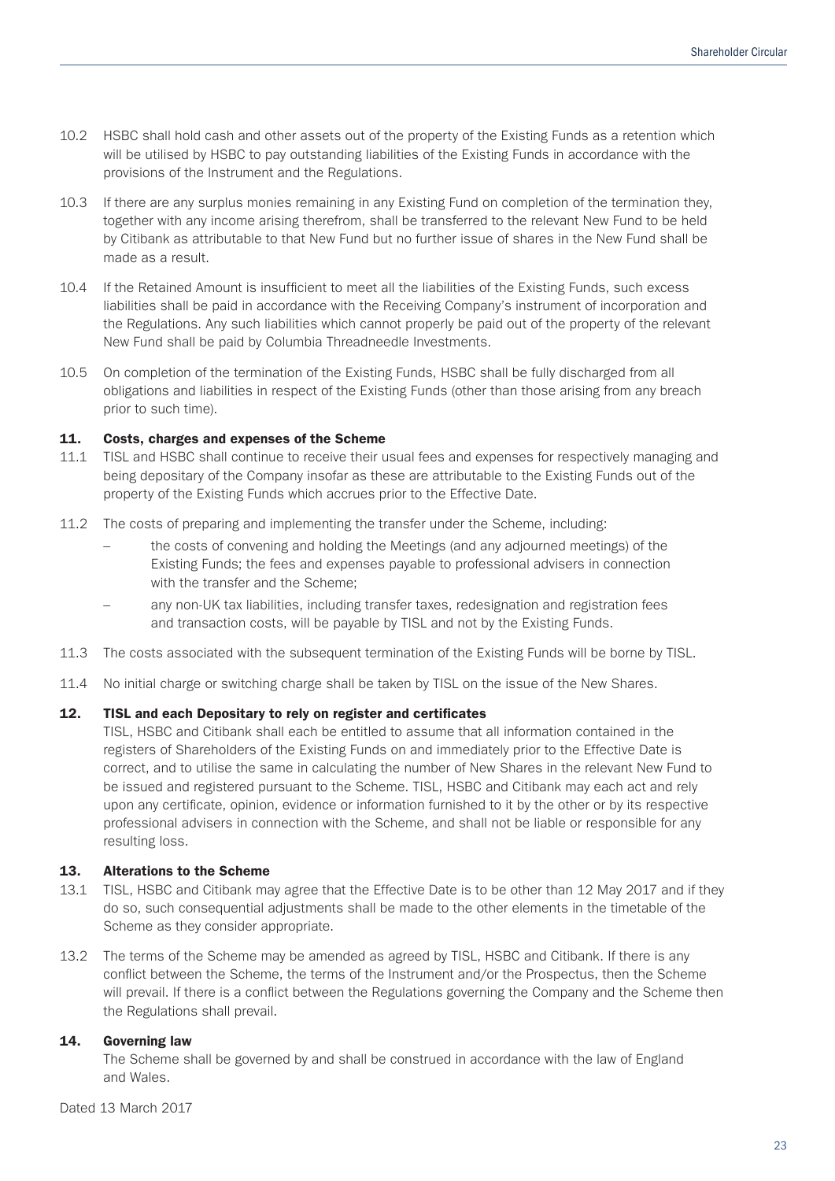10.2 HSBC shall hold cash and other assets out of the property of the Existing Funds as a retention which will be utilised by HSBC to pay outstanding liabilities of the Existing Funds in accordance with the provisions of the Instrument and the Regulations.

10.3 If there are any surplus monies remaining in any Existing Fund on completion of the termination they, together with any income arising therefrom, shall be transferred to the relevant New Fund to be held by Citibank as attributable to that New Fund but no further issue of shares in the New Fund shall be made as a result.

10.4 If the Retained Amount is insufficient to meet all the liabilities of the Existing Funds, such excess liabilities shall be paid in accordance with the Receiving Company's instrument of incorporation and the Regulations. Any such liabilities which cannot properly be paid out of the property of the relevant New Fund shall be paid by Columbia Threadneedle Investments.

10.5 On completion of the termination of the Existing Funds, HSBC shall be fully discharged from all obligations and liabilities in respect of the Existing Funds (other than those arising from any breach prior to such time).

## 11. Costs, charges and expenses of the Scheme

11.1 TISL and HSBC shall continue to receive their usual fees and expenses for respectively managing and being depositary of the Company insofar as these are attributable to the Existing Funds out of the property of the Existing Funds which accrues prior to the Effective Date.

11.2 The costs of preparing and implementing the transfer under the Scheme, including:

- the costs of convening and holding the Meetings (and any adjourned meetings) of the Existing Funds; the fees and expenses payable to professional advisers in connection with the transfer and the Scheme;
- any non-UK tax liabilities, including transfer taxes, redesignation and registration fees and transaction costs, will be payable by TISL and not by the Existing Funds.

11.3 The costs associated with the subsequent termination of the Existing Funds will be borne by TISL.

11.4 No initial charge or switching charge shall be taken by TISL on the issue of the New Shares.

## 12. TISL and each Depositary to rely on register and certificates

TISL, HSBC and Citibank shall each be entitled to assume that all information contained in the registers of Shareholders of the Existing Funds on and immediately prior to the Effective Date is correct, and to utilise the same in calculating the number of New Shares in the relevant New Fund to be issued and registered pursuant to the Scheme. TISL, HSBC and Citibank may each act and rely upon any certificate, opinion, evidence or information furnished to it by the other or by its respective professional advisers in connection with the Scheme, and shall not be liable or responsible for any resulting loss.

## 13. Alterations to the Scheme

13.1 TISL, HSBC and Citibank may agree that the Effective Date is to be other than 12 May 2017 and if they do so, such consequential adjustments shall be made to the other elements in the timetable of the Scheme as they consider appropriate.

13.2 The terms of the Scheme may be amended as agreed by TISL, HSBC and Citibank. If there is any conflict between the Scheme, the terms of the Instrument and/or the Prospectus, then the Scheme will prevail. If there is a conflict between the Regulations governing the Company and the Scheme then the Regulations shall prevail.

## 14. Governing law

The Scheme shall be governed by and shall be construed in accordance with the law of England and Wales.

Dated 13 March 2017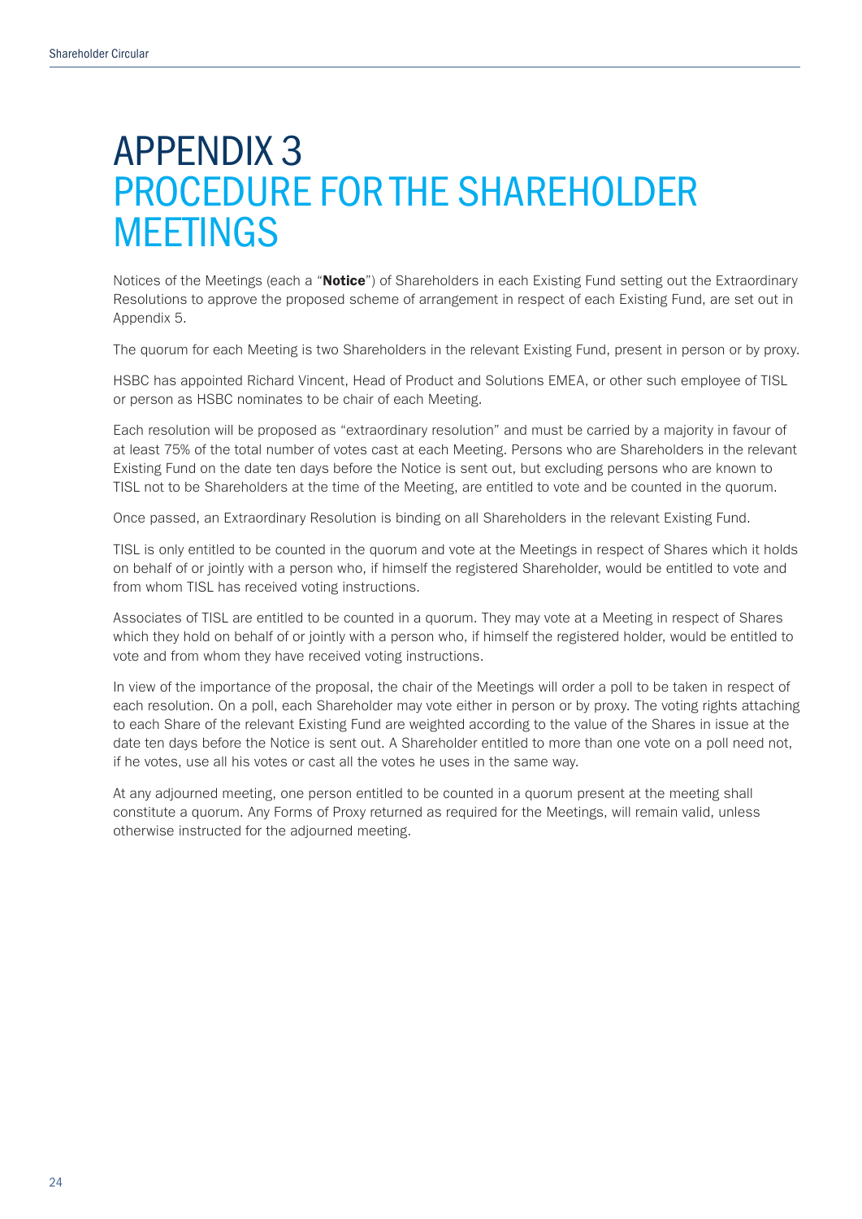# APPENDIX 3
# PROCEDURE FOR THE SHAREHOLDER MEETINGS

Notices of the Meetings (each a "**Notice**") of Shareholders in each Existing Fund setting out the Extraordinary Resolutions to approve the proposed scheme of arrangement in respect of each Existing Fund, are set out in Appendix 5.

The quorum for each Meeting is two Shareholders in the relevant Existing Fund, present in person or by proxy.

HSBC has appointed Richard Vincent, Head of Product and Solutions EMEA, or other such employee of TISL or person as HSBC nominates to be chair of each Meeting.

Each resolution will be proposed as "extraordinary resolution" and must be carried by a majority in favour of at least 75% of the total number of votes cast at each Meeting. Persons who are Shareholders in the relevant Existing Fund on the date ten days before the Notice is sent out, but excluding persons who are known to TISL not to be Shareholders at the time of the Meeting, are entitled to vote and be counted in the quorum.

Once passed, an Extraordinary Resolution is binding on all Shareholders in the relevant Existing Fund.

TISL is only entitled to be counted in the quorum and vote at the Meetings in respect of Shares which it holds on behalf of or jointly with a person who, if himself the registered Shareholder, would be entitled to vote and from whom TISL has received voting instructions.

Associates of TISL are entitled to be counted in a quorum. They may vote at a Meeting in respect of Shares which they hold on behalf of or jointly with a person who, if himself the registered holder, would be entitled to vote and from whom they have received voting instructions.

In view of the importance of the proposal, the chair of the Meetings will order a poll to be taken in respect of each resolution. On a poll, each Shareholder may vote either in person or by proxy. The voting rights attaching to each Share of the relevant Existing Fund are weighted according to the value of the Shares in issue at the date ten days before the Notice is sent out. A Shareholder entitled to more than one vote on a poll need not, if he votes, use all his votes or cast all the votes he uses in the same way.

At any adjourned meeting, one person entitled to be counted in a quorum present at the meeting shall constitute a quorum. Any Forms of Proxy returned as required for the Meetings, will remain valid, unless otherwise instructed for the adjourned meeting.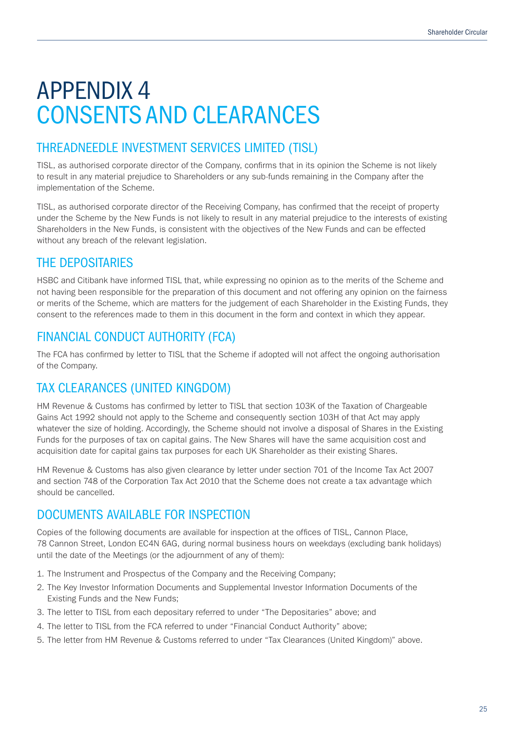# APPENDIX 4
# CONSENTS AND CLEARANCES

## THREADNEEDLE INVESTMENT SERVICES LIMITED (TISL)

TISL, as authorised corporate director of the Company, confirms that in its opinion the Scheme is not likely to result in any material prejudice to Shareholders or any sub-funds remaining in the Company after the implementation of the Scheme.

TISL, as authorised corporate director of the Receiving Company, has confirmed that the receipt of property under the Scheme by the New Funds is not likely to result in any material prejudice to the interests of existing Shareholders in the New Funds, is consistent with the objectives of the New Funds and can be effected without any breach of the relevant legislation.

## THE DEPOSITARIES

HSBC and Citibank have informed TISL that, while expressing no opinion as to the merits of the Scheme and not having been responsible for the preparation of this document and not offering any opinion on the fairness or merits of the Scheme, which are matters for the judgement of each Shareholder in the Existing Funds, they consent to the references made to them in this document in the form and context in which they appear.

## FINANCIAL CONDUCT AUTHORITY (FCA)

The FCA has confirmed by letter to TISL that the Scheme if adopted will not affect the ongoing authorisation of the Company.

## TAX CLEARANCES (UNITED KINGDOM)

HM Revenue & Customs has confirmed by letter to TISL that section 103K of the Taxation of Chargeable Gains Act 1992 should not apply to the Scheme and consequently section 103H of that Act may apply whatever the size of holding. Accordingly, the Scheme should not involve a disposal of Shares in the Existing Funds for the purposes of tax on capital gains. The New Shares will have the same acquisition cost and acquisition date for capital gains tax purposes for each UK Shareholder as their existing Shares.

HM Revenue & Customs has also given clearance by letter under section 701 of the Income Tax Act 2007 and section 748 of the Corporation Tax Act 2010 that the Scheme does not create a tax advantage which should be cancelled.

## DOCUMENTS AVAILABLE FOR INSPECTION

Copies of the following documents are available for inspection at the offices of TISL, Cannon Place, 78 Cannon Street, London EC4N 6AG, during normal business hours on weekdays (excluding bank holidays) until the date of the Meetings (or the adjournment of any of them):

1. The Instrument and Prospectus of the Company and the Receiving Company;
2. The Key Investor Information Documents and Supplemental Investor Information Documents of the Existing Funds and the New Funds;
3. The letter to TISL from each depositary referred to under "The Depositaries" above; and
4. The letter to TISL from the FCA referred to under "Financial Conduct Authority" above;
5. The letter from HM Revenue & Customs referred to under "Tax Clearances (United Kingdom)" above.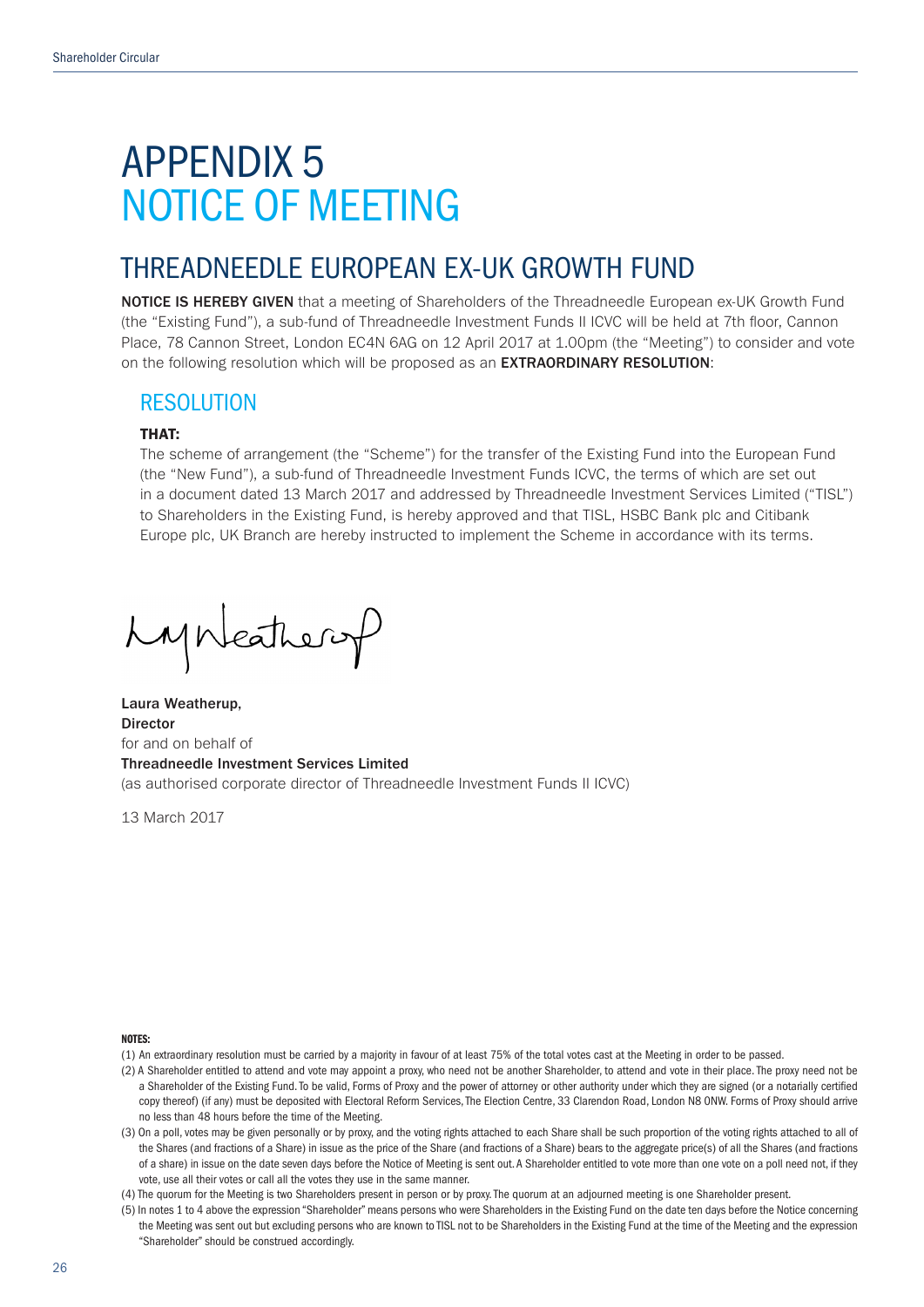# APPENDIX 5
# NOTICE OF MEETING

## THREADNEEDLE EUROPEAN EX-UK GROWTH FUND

**NOTICE IS HEREBY GIVEN** that a meeting of Shareholders of the Threadneedle European ex-UK Growth Fund (the "Existing Fund"), a sub-fund of Threadneedle Investment Funds II ICVC will be held at 7th floor, Cannon Place, 78 Cannon Street, London EC4N 6AG on 12 April 2017 at 1.00pm (the "Meeting") to consider and vote on the following resolution which will be proposed as an **EXTRAORDINARY RESOLUTION**:

### RESOLUTION

**THAT:**

The scheme of arrangement (the "Scheme") for the transfer of the Existing Fund into the European Fund (the "New Fund"), a sub-fund of Threadneedle Investment Funds ICVC, the terms of which are set out in a document dated 13 March 2017 and addressed by Threadneedle Investment Services Limited ("TISL") to Shareholders in the Existing Fund, is hereby approved and that TISL, HSBC Bank plc and Citibank Europe plc, UK Branch are hereby instructed to implement the Scheme in accordance with its terms.

**Laura Weatherup,**
**Director**
for and on behalf of
**Threadneedle Investment Services Limited**
(as authorised corporate director of Threadneedle Investment Funds II ICVC)

13 March 2017

**NOTES:**

(1) An extraordinary resolution must be carried by a majority in favour of at least 75% of the total votes cast at the Meeting in order to be passed.

(2) A Shareholder entitled to attend and vote may appoint a proxy, who need not be another Shareholder, to attend and vote in their place. The proxy need not be a Shareholder of the Existing Fund. To be valid, Forms of Proxy and the power of attorney or other authority under which they are signed (or a notarially certified copy thereof) (if any) must be deposited with Electoral Reform Services, The Election Centre, 33 Clarendon Road, London N8 0NW. Forms of Proxy should arrive no less than 48 hours before the time of the Meeting.

(3) On a poll, votes may be given personally or by proxy, and the voting rights attached to each Share shall be such proportion of the voting rights attached to all of the Shares (and fractions of a Share) in issue as the price of the Share (and fractions of a Share) bears to the aggregate price(s) of all the Shares (and fractions of a share) in issue on the date seven days before the Notice of Meeting is sent out. A Shareholder entitled to vote more than one vote on a poll need not, if they vote, use all their votes or call all the votes they use in the same manner.

(4) The quorum for the Meeting is two Shareholders present in person or by proxy. The quorum at an adjourned meeting is one Shareholder present.

(5) In notes 1 to 4 above the expression "Shareholder" means persons who were Shareholders in the Existing Fund on the date ten days before the Notice concerning the Meeting was sent out but excluding persons who are known to TISL not to be Shareholders in the Existing Fund at the time of the Meeting and the expression "Shareholder" should be construed accordingly.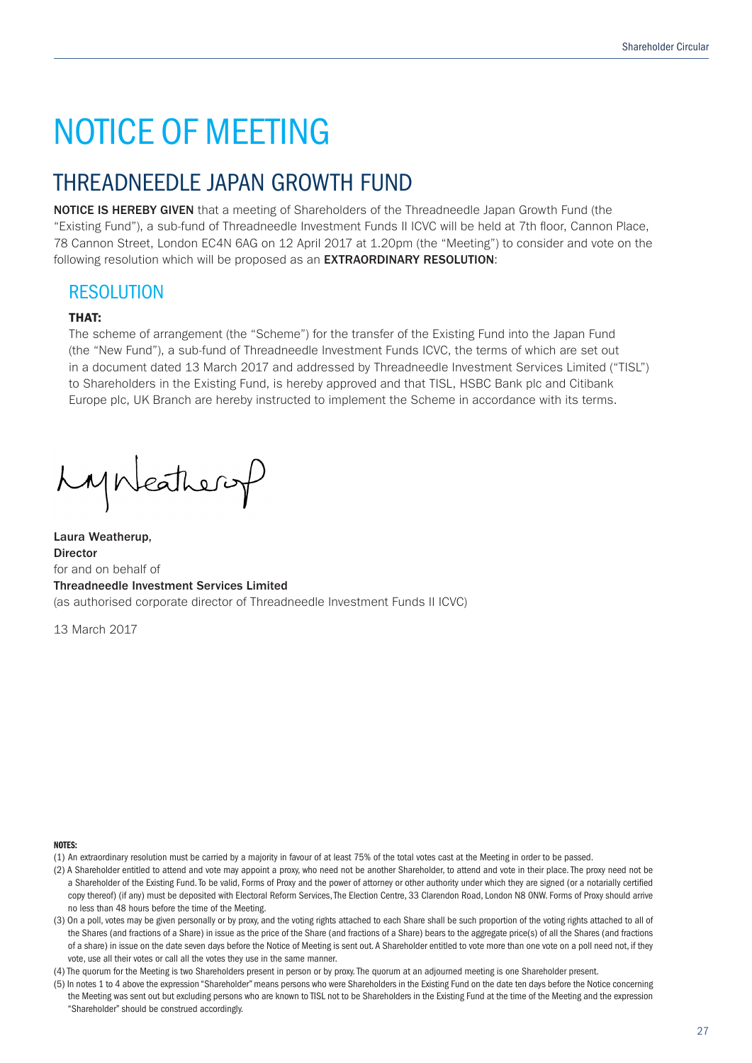# NOTICE OF MEETING

## THREADNEEDLE JAPAN GROWTH FUND

**NOTICE IS HEREBY GIVEN** that a meeting of Shareholders of the Threadneedle Japan Growth Fund (the "Existing Fund"), a sub-fund of Threadneedle Investment Funds II ICVC will be held at 7th floor, Cannon Place, 78 Cannon Street, London EC4N 6AG on 12 April 2017 at 1.20pm (the "Meeting") to consider and vote on the following resolution which will be proposed as an **EXTRAORDINARY RESOLUTION**:

### RESOLUTION

**THAT:**

The scheme of arrangement (the "Scheme") for the transfer of the Existing Fund into the Japan Fund (the "New Fund"), a sub-fund of Threadneedle Investment Funds ICVC, the terms of which are set out in a document dated 13 March 2017 and addressed by Threadneedle Investment Services Limited ("TISL") to Shareholders in the Existing Fund, is hereby approved and that TISL, HSBC Bank plc and Citibank Europe plc, UK Branch are hereby instructed to implement the Scheme in accordance with its terms.

**Laura Weatherup,**
**Director**
for and on behalf of
**Threadneedle Investment Services Limited**
(as authorised corporate director of Threadneedle Investment Funds II ICVC)

13 March 2017

**NOTES:**

(1) An extraordinary resolution must be carried by a majority in favour of at least 75% of the total votes cast at the Meeting in order to be passed.

(2) A Shareholder entitled to attend and vote may appoint a proxy, who need not be another Shareholder, to attend and vote in their place. The proxy need not be a Shareholder of the Existing Fund. To be valid, Forms of Proxy and the power of attorney or other authority under which they are signed (or a notarially certified copy thereof) (if any) must be deposited with Electoral Reform Services, The Election Centre, 33 Clarendon Road, London N8 0NW. Forms of Proxy should arrive no less than 48 hours before the time of the Meeting.

(3) On a poll, votes may be given personally or by proxy, and the voting rights attached to each Share shall be such proportion of the voting rights attached to all of the Shares (and fractions of a Share) in issue as the price of the Share (and fractions of a Share) bears to the aggregate price(s) of all the Shares (and fractions of a share) in issue on the date seven days before the Notice of Meeting is sent out. A Shareholder entitled to vote more than one vote on a poll need not, if they vote, use all their votes or call all the votes they use in the same manner.

(4) The quorum for the Meeting is two Shareholders present in person or by proxy. The quorum at an adjourned meeting is one Shareholder present.

(5) In notes 1 to 4 above the expression "Shareholder" means persons who were Shareholders in the Existing Fund on the date ten days before the Notice concerning the Meeting was sent out but excluding persons who are known to TISL not to be Shareholders in the Existing Fund at the time of the Meeting and the expression "Shareholder" should be construed accordingly.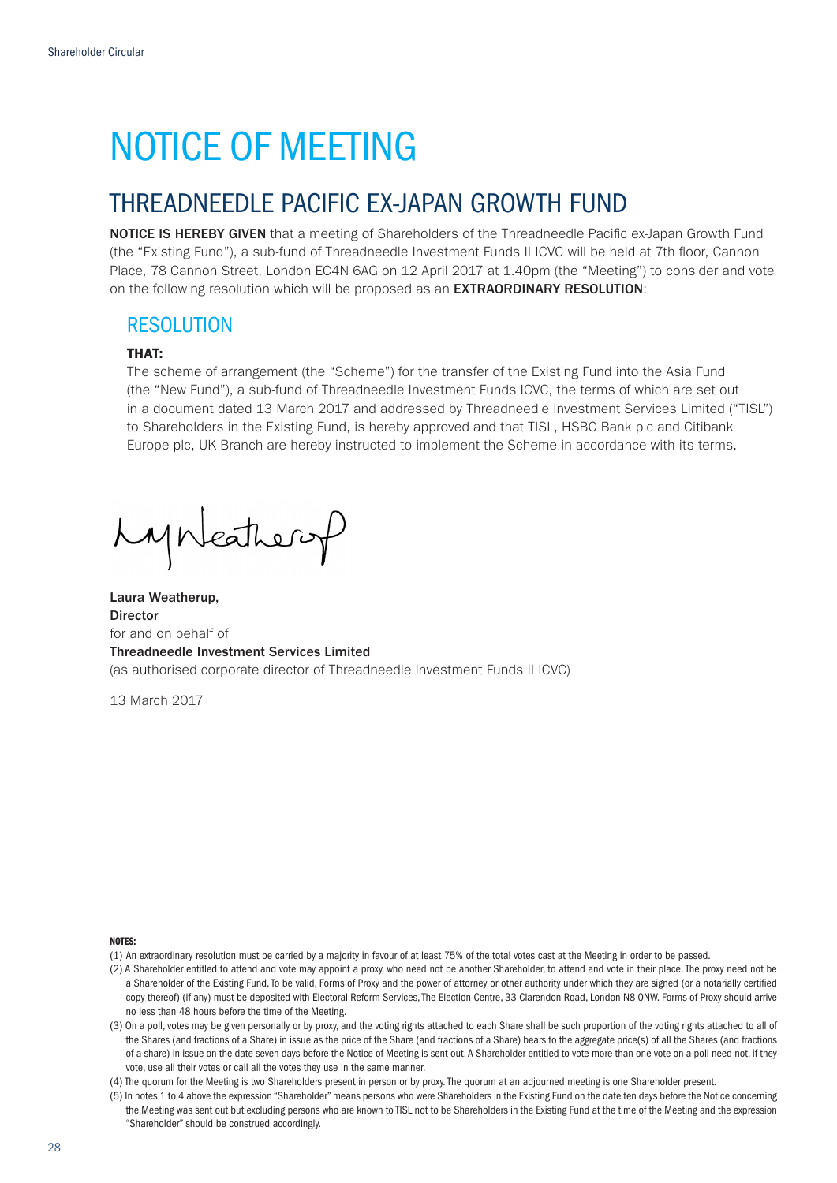# NOTICE OF MEETING

## THREADNEEDLE PACIFIC EX-JAPAN GROWTH FUND

**NOTICE IS HEREBY GIVEN** that a meeting of Shareholders of the Threadneedle Pacific ex-Japan Growth Fund (the "Existing Fund"), a sub-fund of Threadneedle Investment Funds II ICVC will be held at 7th floor, Cannon Place, 78 Cannon Street, London EC4N 6AG on 12 April 2017 at 1.40pm (the "Meeting") to consider and vote on the following resolution which will be proposed as an **EXTRAORDINARY RESOLUTION**:

### RESOLUTION

**THAT:**

The scheme of arrangement (the "Scheme") for the transfer of the Existing Fund into the Asia Fund (the "New Fund"), a sub-fund of Threadneedle Investment Funds ICVC, the terms of which are set out in a document dated 13 March 2017 and addressed by Threadneedle Investment Services Limited ("TISL") to Shareholders in the Existing Fund, is hereby approved and that TISL, HSBC Bank plc and Citibank Europe plc, UK Branch are hereby instructed to implement the Scheme in accordance with its terms.

**Laura Weatherup,**
**Director**
for and on behalf of
**Threadneedle Investment Services Limited**
(as authorised corporate director of Threadneedle Investment Funds II ICVC)

13 March 2017

**NOTES:**

(1) An extraordinary resolution must be carried by a majority in favour of at least 75% of the total votes cast at the Meeting in order to be passed.

(2) A Shareholder entitled to attend and vote may appoint a proxy, who need not be another Shareholder, to attend and vote in their place. The proxy need not be a Shareholder of the Existing Fund. To be valid, Forms of Proxy and the power of attorney or other authority under which they are signed (or a notarially certified copy thereof) (if any) must be deposited with Electoral Reform Services, The Election Centre, 33 Clarendon Road, London N8 0NW. Forms of Proxy should arrive no less than 48 hours before the time of the Meeting.

(3) On a poll, votes may be given personally or by proxy, and the voting rights attached to each Share shall be such proportion of the voting rights attached to all of the Shares (and fractions of a Share) in issue as the price of the Share (and fractions of a Share) bears to the aggregate price(s) of all the Shares (and fractions of a share) in issue on the date seven days before the Notice of Meeting is sent out. A Shareholder entitled to vote more than one vote on a poll need not, if they vote, use all their votes or call all the votes they use in the same manner.

(4) The quorum for the Meeting is two Shareholders present in person or by proxy. The quorum at an adjourned meeting is one Shareholder present.

(5) In notes 1 to 4 above the expression "Shareholder" means persons who were Shareholders in the Existing Fund on the date ten days before the Notice concerning the Meeting was sent out but excluding persons who are known to TISL not to be Shareholders in the Existing Fund at the time of the Meeting and the expression "Shareholder" should be construed accordingly.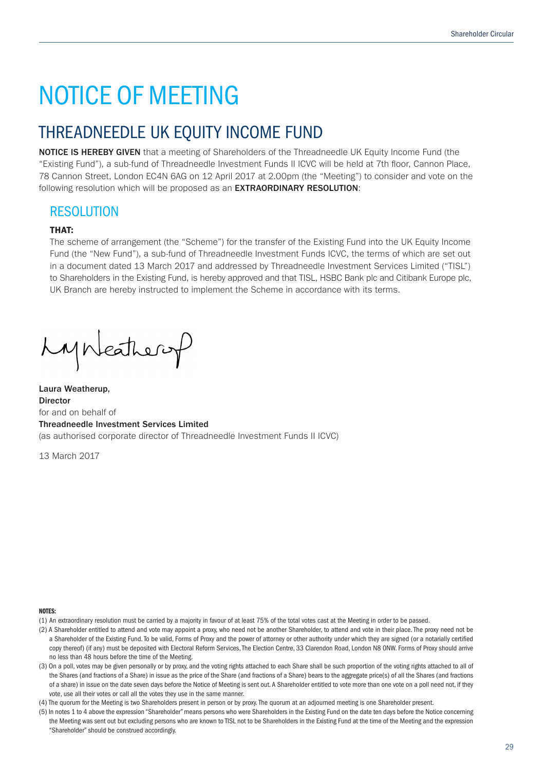# NOTICE OF MEETING

## THREADNEEDLE UK EQUITY INCOME FUND

**NOTICE IS HEREBY GIVEN** that a meeting of Shareholders of the Threadneedle UK Equity Income Fund (the "Existing Fund"), a sub-fund of Threadneedle Investment Funds II ICVC will be held at 7th floor, Cannon Place, 78 Cannon Street, London EC4N 6AG on 12 April 2017 at 2.00pm (the "Meeting") to consider and vote on the following resolution which will be proposed as an **EXTRAORDINARY RESOLUTION**:

### RESOLUTION

**THAT:**

The scheme of arrangement (the "Scheme") for the transfer of the Existing Fund into the UK Equity Income Fund (the "New Fund"), a sub-fund of Threadneedle Investment Funds ICVC, the terms of which are set out in a document dated 13 March 2017 and addressed by Threadneedle Investment Services Limited ("TISL") to Shareholders in the Existing Fund, is hereby approved and that TISL, HSBC Bank plc and Citibank Europe plc, UK Branch are hereby instructed to implement the Scheme in accordance with its terms.

**Laura Weatherup,**
**Director**
for and on behalf of
**Threadneedle Investment Services Limited**
(as authorised corporate director of Threadneedle Investment Funds II ICVC)

13 March 2017

**NOTES:**

(1) An extraordinary resolution must be carried by a majority in favour of at least 75% of the total votes cast at the Meeting in order to be passed.

(2) A Shareholder entitled to attend and vote may appoint a proxy, who need not be another Shareholder, to attend and vote in their place. The proxy need not be a Shareholder of the Existing Fund. To be valid, Forms of Proxy and the power of attorney or other authority under which they are signed (or a notarially certified copy thereof) (if any) must be deposited with Electoral Reform Services, The Election Centre, 33 Clarendon Road, London N8 0NW. Forms of Proxy should arrive no less than 48 hours before the time of the Meeting.

(3) On a poll, votes may be given personally or by proxy, and the voting rights attached to each Share shall be such proportion of the voting rights attached to all of the Shares (and fractions of a Share) in issue as the price of the Share (and fractions of a Share) bears to the aggregate price(s) of all the Shares (and fractions of a share) in issue on the date seven days before the Notice of Meeting is sent out. A Shareholder entitled to vote more than one vote on a poll need not, if they vote, use all their votes or call all the votes they use in the same manner.

(4) The quorum for the Meeting is two Shareholders present in person or by proxy. The quorum at an adjourned meeting is one Shareholder present.

(5) In notes 1 to 4 above the expression "Shareholder" means persons who were Shareholders in the Existing Fund on the date ten days before the Notice concerning the Meeting was sent out but excluding persons who are known to TISL not to be Shareholders in the Existing Fund at the time of the Meeting and the expression "Shareholder" should be construed accordingly.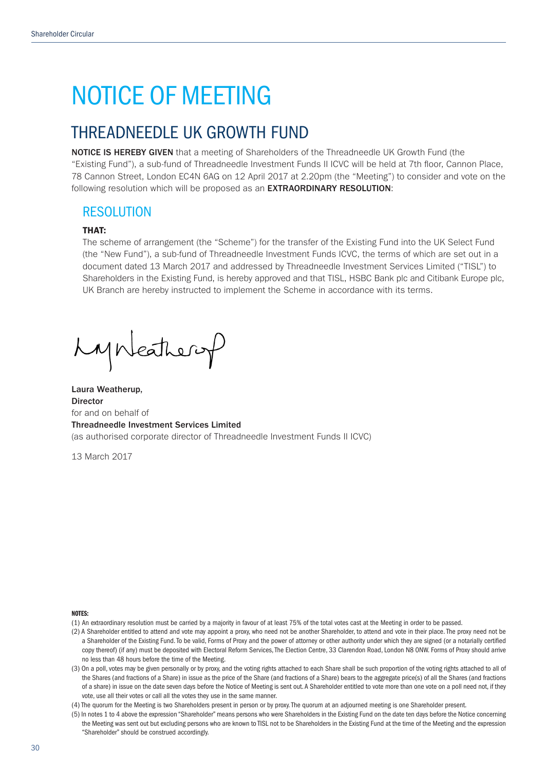# NOTICE OF MEETING

## THREADNEEDLE UK GROWTH FUND

**NOTICE IS HEREBY GIVEN** that a meeting of Shareholders of the Threadneedle UK Growth Fund (the "Existing Fund"), a sub-fund of Threadneedle Investment Funds II ICVC will be held at 7th floor, Cannon Place, 78 Cannon Street, London EC4N 6AG on 12 April 2017 at 2.20pm (the "Meeting") to consider and vote on the following resolution which will be proposed as an **EXTRAORDINARY RESOLUTION**:

### RESOLUTION

**THAT:**

The scheme of arrangement (the "Scheme") for the transfer of the Existing Fund into the UK Select Fund (the "New Fund"), a sub-fund of Threadneedle Investment Funds ICVC, the terms of which are set out in a document dated 13 March 2017 and addressed by Threadneedle Investment Services Limited ("TISL") to Shareholders in the Existing Fund, is hereby approved and that TISL, HSBC Bank plc and Citibank Europe plc, UK Branch are hereby instructed to implement the Scheme in accordance with its terms.

**Laura Weatherup,**
**Director**
for and on behalf of
**Threadneedle Investment Services Limited**
(as authorised corporate director of Threadneedle Investment Funds II ICVC)

13 March 2017

**NOTES:**

(1) An extraordinary resolution must be carried by a majority in favour of at least 75% of the total votes cast at the Meeting in order to be passed.

(2) A Shareholder entitled to attend and vote may appoint a proxy, who need not be another Shareholder, to attend and vote in their place. The proxy need not be a Shareholder of the Existing Fund. To be valid, Forms of Proxy and the power of attorney or other authority under which they are signed (or a notarially certified copy thereof) (if any) must be deposited with Electoral Reform Services, The Election Centre, 33 Clarendon Road, London N8 0NW. Forms of Proxy should arrive no less than 48 hours before the time of the Meeting.

(3) On a poll, votes may be given personally or by proxy, and the voting rights attached to each Share shall be such proportion of the voting rights attached to all of the Shares (and fractions of a Share) in issue as the price of the Share (and fractions of a Share) bears to the aggregate price(s) of all the Shares (and fractions of a share) in issue on the date seven days before the Notice of Meeting is sent out. A Shareholder entitled to vote more than one vote on a poll need not, if they vote, use all their votes or call all the votes they use in the same manner.

(4) The quorum for the Meeting is two Shareholders present in person or by proxy. The quorum at an adjourned meeting is one Shareholder present.

(5) In notes 1 to 4 above the expression "Shareholder" means persons who were Shareholders in the Existing Fund on the date ten days before the Notice concerning the Meeting was sent out but excluding persons who are known to TISL not to be Shareholders in the Existing Fund at the time of the Meeting and the expression "Shareholder" should be construed accordingly.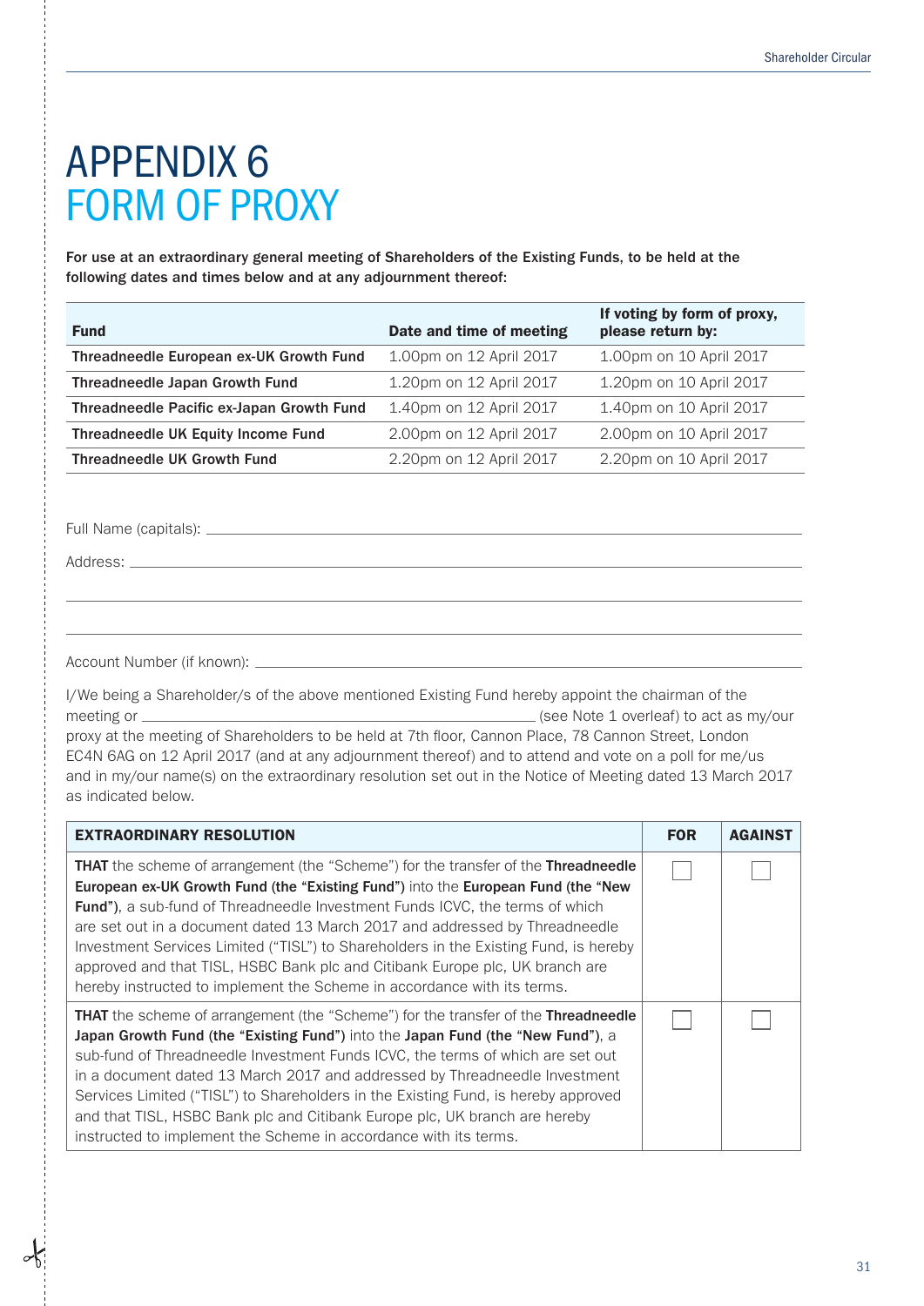# APPENDIX 6
# FORM OF PROXY

**For use at an extraordinary general meeting of Shareholders of the Existing Funds, to be held at the following dates and times below and at any adjournment thereof:**

| Fund | Date and time of meeting | If voting by form of proxy, please return by: |
|---|---|---|
| **Threadneedle European ex-UK Growth Fund** | 1.00pm on 12 April 2017 | 1.00pm on 10 April 2017 |
| **Threadneedle Japan Growth Fund** | 1.20pm on 12 April 2017 | 1.20pm on 10 April 2017 |
| **Threadneedle Pacific ex-Japan Growth Fund** | 1.40pm on 12 April 2017 | 1.40pm on 10 April 2017 |
| **Threadneedle UK Equity Income Fund** | 2.00pm on 12 April 2017 | 2.00pm on 10 April 2017 |
| **Threadneedle UK Growth Fund** | 2.20pm on 12 April 2017 | 2.20pm on 10 April 2017 |

Full Name (capitals): ______________________________________________

Address: ______________________________________________

______________________________________________

______________________________________________

Account Number (if known): ______________________________________________

I/We being a Shareholder/s of the above mentioned Existing Fund hereby appoint the chairman of the meeting or ______________________________ (see Note 1 overleaf) to act as my/our proxy at the meeting of Shareholders to be held at 7th floor, Cannon Place, 78 Cannon Street, London EC4N 6AG on 12 April 2017 (and at any adjournment thereof) and to attend and vote on a poll for me/us and in my/our name(s) on the extraordinary resolution set out in the Notice of Meeting dated 13 March 2017 as indicated below.

| EXTRAORDINARY RESOLUTION | FOR | AGAINST |
|---|---|---|
| **THAT** the scheme of arrangement (the "Scheme") for the transfer of the **Threadneedle European ex-UK Growth Fund (the "Existing Fund")** into the **European Fund (the "New Fund")**, a sub-fund of Threadneedle Investment Funds ICVC, the terms of which are set out in a document dated 13 March 2017 and addressed by Threadneedle Investment Services Limited ("TISL") to Shareholders in the Existing Fund, is hereby approved and that TISL, HSBC Bank plc and Citibank Europe plc, UK branch are hereby instructed to implement the Scheme in accordance with its terms. | ☐ | ☐ |
| **THAT** the scheme of arrangement (the "Scheme") for the transfer of the **Threadneedle Japan Growth Fund (the "Existing Fund")** into the **Japan Fund (the "New Fund")**, a sub-fund of Threadneedle Investment Funds ICVC, the terms of which are set out in a document dated 13 March 2017 and addressed by Threadneedle Investment Services Limited ("TISL") to Shareholders in the Existing Fund, is hereby approved and that TISL, HSBC Bank plc and Citibank Europe plc, UK branch are hereby instructed to implement the Scheme in accordance with its terms. | ☐ | ☐ |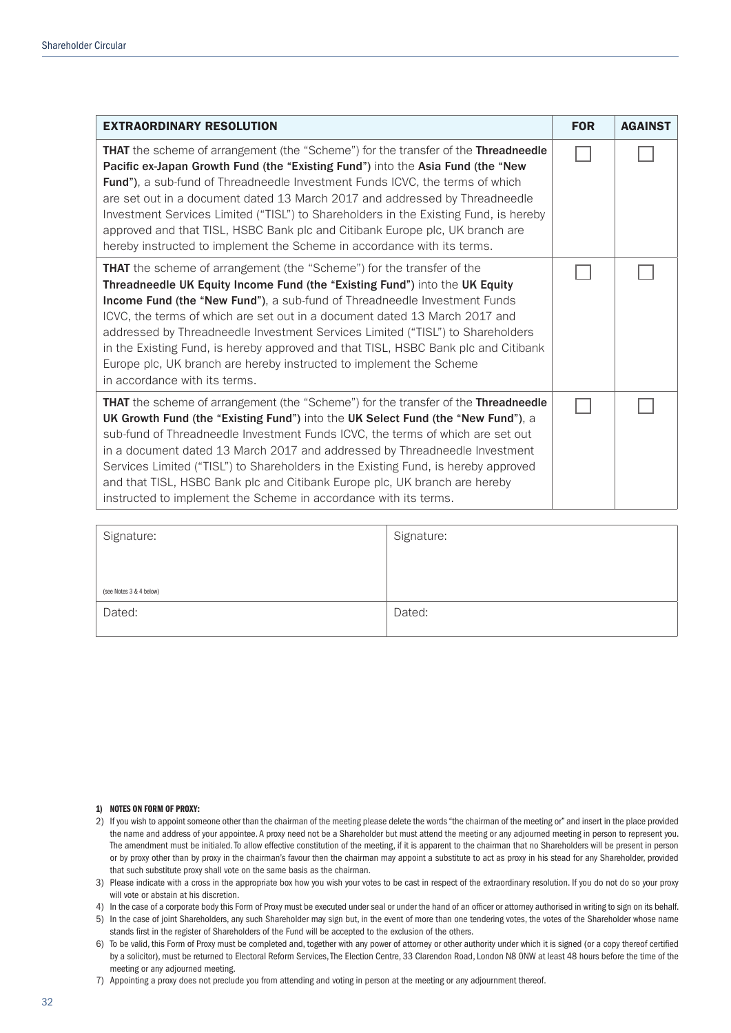| EXTRAORDINARY RESOLUTION | FOR | AGAINST |
|---|---|---|
| **THAT** the scheme of arrangement (the "Scheme") for the transfer of the **Threadneedle Pacific ex-Japan Growth Fund (the "Existing Fund")** into the **Asia Fund (the "New Fund")**, a sub-fund of Threadneedle Investment Funds ICVC, the terms of which are set out in a document dated 13 March 2017 and addressed by Threadneedle Investment Services Limited ("TISL") to Shareholders in the Existing Fund, is hereby approved and that TISL, HSBC Bank plc and Citibank Europe plc, UK branch are hereby instructed to implement the Scheme in accordance with its terms. | ☐ | ☐ |
| **THAT** the scheme of arrangement (the "Scheme") for the transfer of the **Threadneedle UK Equity Income Fund (the "Existing Fund")** into the **UK Equity Income Fund (the "New Fund")**, a sub-fund of Threadneedle Investment Funds ICVC, the terms of which are set out in a document dated 13 March 2017 and addressed by Threadneedle Investment Services Limited ("TISL") to Shareholders in the Existing Fund, is hereby approved and that TISL, HSBC Bank plc and Citibank Europe plc, UK branch are hereby instructed to implement the Scheme in accordance with its terms. | ☐ | ☐ |
| **THAT** the scheme of arrangement (the "Scheme") for the transfer of the **Threadneedle UK Growth Fund (the "Existing Fund")** into the **UK Select Fund (the "New Fund")**, a sub-fund of Threadneedle Investment Funds ICVC, the terms of which are set out in a document dated 13 March 2017 and addressed by Threadneedle Investment Services Limited ("TISL") to Shareholders in the Existing Fund, is hereby approved and that TISL, HSBC Bank plc and Citibank Europe plc, UK branch are hereby instructed to implement the Scheme in accordance with its terms. | ☐ | ☐ |

| Signature:<br><br>(see Notes 3 & 4 below) | Signature: |
|---|---|
| Dated: | Dated: |

1) **NOTES ON FORM OF PROXY:**
2) If you wish to appoint someone other than the chairman of the meeting please delete the words "the chairman of the meeting or" and insert in the place provided the name and address of your appointee. A proxy need not be a Shareholder but must attend the meeting or any adjourned meeting in person to represent you. The amendment must be initialled. To allow effective constitution of the meeting, if it is apparent to the chairman that no Shareholders will be present in person or by proxy other than by proxy in the chairman's favour then the chairman may appoint a substitute to act as proxy in his stead for any Shareholder, provided that such substitute proxy shall vote on the same basis as the chairman.
3) Please indicate with a cross in the appropriate box how you wish your votes to be cast in respect of the extraordinary resolution. If you do not do so your proxy will vote or abstain at his discretion.
4) In the case of a corporate body this Form of Proxy must be executed under seal or under the hand of an officer or attorney authorised in writing to sign on its behalf.
5) In the case of joint Shareholders, any such Shareholder may sign but, in the event of more than one tendering votes, the votes of the Shareholder whose name stands first in the register of Shareholders of the Fund will be accepted to the exclusion of the others.
6) To be valid, this Form of Proxy must be completed and, together with any power of attorney or other authority under which it is signed (or a copy thereof certified by a solicitor), must be returned to Electoral Reform Services, The Election Centre, 33 Clarendon Road, London N8 0NW at least 48 hours before the time of the meeting or any adjourned meeting.
7) Appointing a proxy does not preclude you from attending and voting in person at the meeting or any adjournment thereof.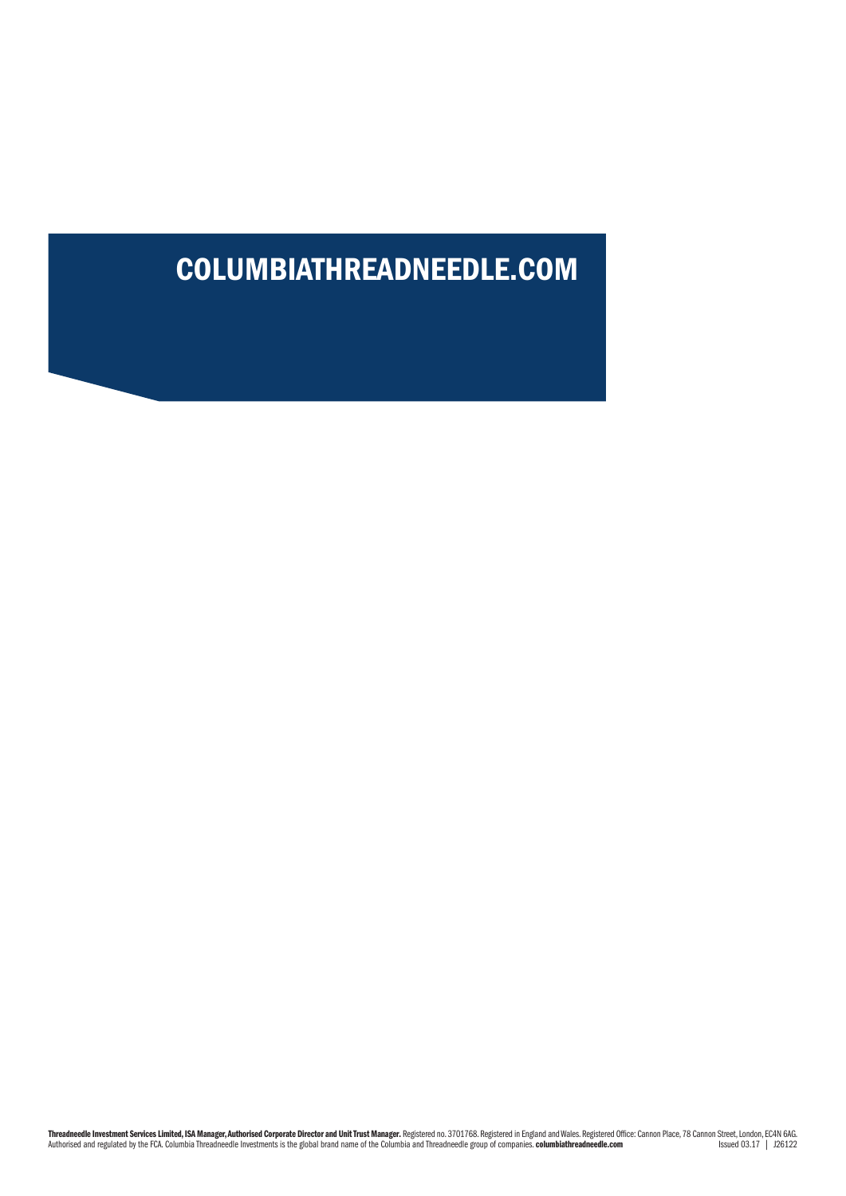# COLUMBIATHREADNEEDLE.COM

**Threadneedle Investment Services Limited, ISA Manager, Authorised Corporate Director and Unit Trust Manager.** Registered no. 3701768. Registered in England and Wales. Registered Office: Cannon Place, 78 Cannon Street, London, EC4N 6AG. Authorised and regulated by the FCA. Columbia Threadneedle Investments is the global brand name of the Columbia and Threadneedle group of companies. **columbiathreadneedle.com**

Issued 03.17 | J26122